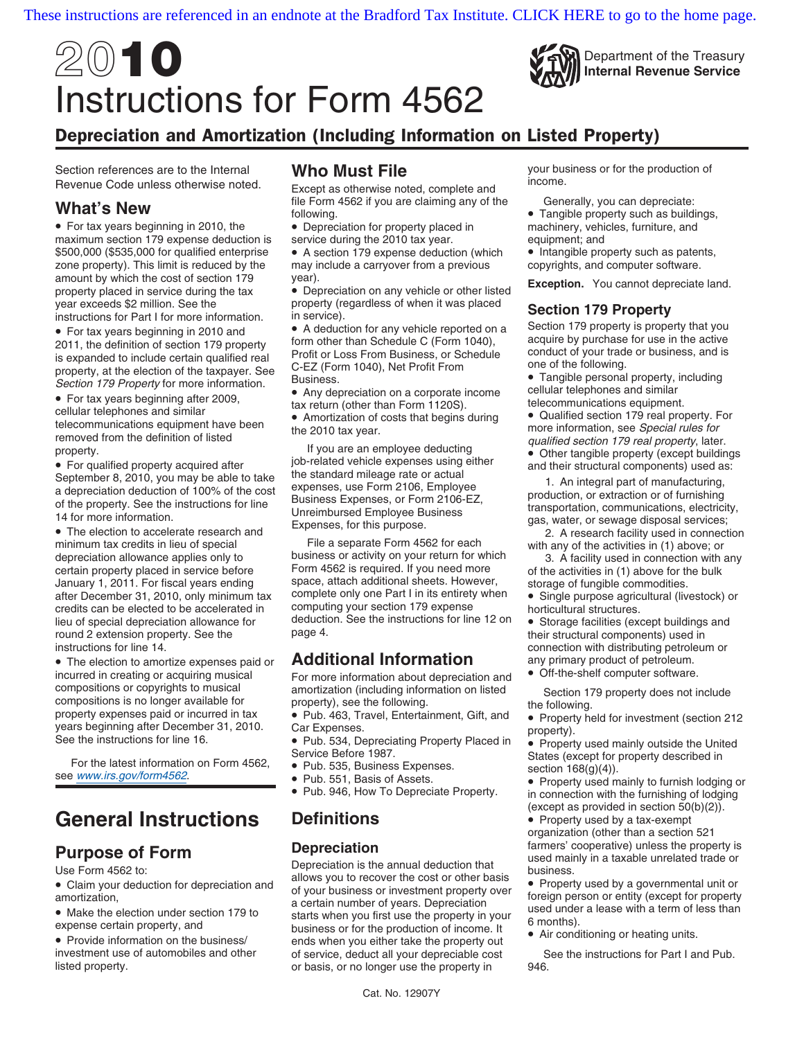These instructions are referenced in an endnote at the Bradford Tax Institute. CLICK HERE to go to the home page.

# 2010 Instructions for Form 4562

Department of the Treasury
Internal Revenue Service

## Depreciation and Amortization (Including Information on Listed Property)

Section references are to the Internal Revenue Code unless otherwise noted.

## What's New

- For tax years beginning in 2010, the maximum section 179 expense deduction is $500,000 ($535,000 for qualified enterprise zone property). This limit is reduced by the amount by which the cost of section 179 property placed in service during the tax year exceeds $2 million. See the instructions for Part I for more information.
- For tax years beginning in 2010 and 2011, the definition of section 179 property is expanded to include certain qualified real property, at the election of the taxpayer. See *Section 179 Property* for more information.
- For tax years beginning after 2009, cellular telephones and similar telecommunications equipment have been removed from the definition of listed property.
- For qualified property acquired after September 8, 2010, you may be able to take a depreciation deduction of 100% of the cost of the property. See the instructions for line 14 for more information.
- The election to accelerate research and minimum tax credits in lieu of special depreciation allowance applies only to certain property placed in service before January 1, 2011. For fiscal years ending after December 31, 2010, only minimum tax credits can be elected to be accelerated in lieu of special depreciation allowance for round 2 extension property. See the instructions for line 14.
- The election to amortize expenses paid or incurred in creating or acquiring musical compositions or copyrights to musical compositions is no longer available for property expenses paid or incurred in tax years beginning after December 31, 2010. See the instructions for line 16.

For the latest information on Form 4562, see *www.irs.gov/form4562*.

# General Instructions

## Purpose of Form

Use Form 4562 to:

- Claim your deduction for depreciation and amortization,
- Make the election under section 179 to expense certain property, and
- Provide information on the business/investment use of automobiles and other listed property.

## Who Must File

Except as otherwise noted, complete and file Form 4562 if you are claiming any of the following.

- Depreciation for property placed in service during the 2010 tax year.
- A section 179 expense deduction (which may include a carryover from a previous year).
- Depreciation on any vehicle or other listed property (regardless of when it was placed in service).
- A deduction for any vehicle reported on a form other than Schedule C (Form 1040), Profit or Loss From Business, or Schedule C-EZ (Form 1040), Net Profit From Business.
- Any depreciation on a corporate income tax return (other than Form 1120S).
- Amortization of costs that begins during the 2010 tax year.

If you are an employee deducting job-related vehicle expenses using either the standard mileage rate or actual expenses, use Form 2106, Employee Business Expenses, or Form 2106-EZ, Unreimbursed Employee Business Expenses, for this purpose.

File a separate Form 4562 for each business or activity on your return for which Form 4562 is required. If you need more space, attach additional sheets. However, complete only one Part I in its entirety when computing your section 179 expense deduction. See the instructions for line 12 on page 4.

## Additional Information

For more information about depreciation and amortization (including information on listed property), see the following.

- Pub. 463, Travel, Entertainment, Gift, and Car Expenses.
- Pub. 534, Depreciating Property Placed in Service Before 1987.
- Pub. 535, Business Expenses.
- Pub. 551, Basis of Assets.
- Pub. 946, How To Depreciate Property.

## Definitions

### Depreciation

Depreciation is the annual deduction that allows you to recover the cost or other basis of your business or investment property over a certain number of years. Depreciation starts when you first use the property in your business or for the production of income. It ends when you either take the property out of service, deduct all your depreciable cost or basis, or no longer use the property in your business or for the production of income.

Generally, you can depreciate:

- Tangible property such as buildings, machinery, vehicles, furniture, and equipment; and
- Intangible property such as patents, copyrights, and computer software.

**Exception.** You cannot depreciate land.

### Section 179 Property

Section 179 property is property that you acquire by purchase for use in the active conduct of your trade or business, and is one of the following.

- Tangible personal property, including cellular telephones and similar telecommunications equipment.
- Qualified section 179 real property. For more information, see *Special rules for qualified section 179 real property*, later.
- Other tangible property (except buildings and their structural components) used as:

1. An integral part of manufacturing, production, or extraction or of furnishing transportation, communications, electricity, gas, water, or sewage disposal services;
2. A research facility used in connection with any of the activities in (1) above; or
3. A facility used in connection with any of the activities in (1) above for the bulk storage of fungible commodities.

- Single purpose agricultural (livestock) or horticultural structures.
- Storage facilities (except buildings and their structural components) used in connection with distributing petroleum or any primary product of petroleum.
- Off-the-shelf computer software.

Section 179 property does not include the following.

- Property held for investment (section 212 property).
- Property used mainly outside the United States (except for property described in section 168(g)(4)).
- Property used mainly to furnish lodging or in connection with the furnishing of lodging (except as provided in section 50(b)(2)).
- Property used by a tax-exempt organization (other than a section 521 farmers' cooperative) unless the property is used mainly in a taxable unrelated trade or business.
- Property used by a governmental unit or foreign person or entity (except for property used under a lease with a term of less than 6 months).
- Air conditioning or heating units.

See the instructions for Part I and Pub. 946.

Cat. No. 12907Y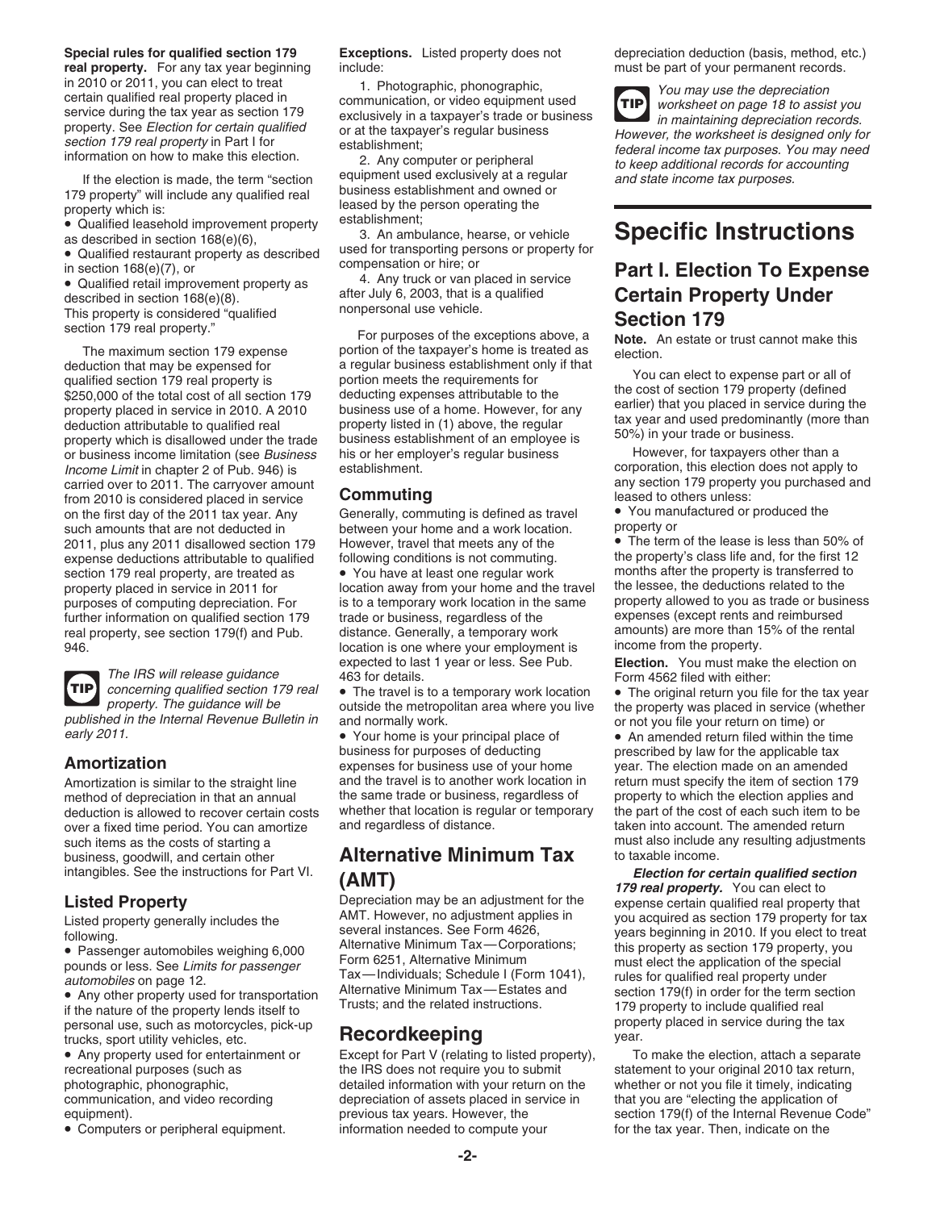**Special rules for qualified section 179 real property.** For any tax year beginning in 2010 or 2011, you can elect to treat certain qualified real property placed in service during the tax year as section 179 property. See *Election for certain qualified section 179 real property* in Part I for information on how to make this election.

If the election is made, the term "section 179 property" will include any qualified real property which is:

- Qualified leasehold improvement property as described in section 168(e)(6),
- Qualified restaurant property as described in section 168(e)(7), or
- Qualified retail improvement property as described in section 168(e)(8).

This property is considered "qualified section 179 real property."

The maximum section 179 expense deduction that may be expensed for qualified section 179 real property is $250,000 of the total cost of all section 179 property placed in service in 2010. A 2010 deduction attributable to qualified real property which is disallowed under the trade or business income limitation (see *Business Income Limit* in chapter 2 of Pub. 946) is carried over to 2011. The carryover amount from 2010 is considered placed in service on the first day of the 2011 tax year. Any such amounts that are not deducted in 2011, plus any 2011 disallowed section 179 expense deductions attributable to qualified section 179 real property, are treated as property placed in service in 2011 for purposes of computing depreciation. For further information on qualified section 179 real property, see section 179(f) and Pub. 946.

**TIP** *The IRS will release guidance concerning qualified section 179 real property. The guidance will be published in the Internal Revenue Bulletin in early 2011.*

## Amortization

Amortization is similar to the straight line method of depreciation in that an annual deduction is allowed to recover certain costs over a fixed time period. You can amortize such items as the costs of starting a business, goodwill, and certain other intangibles. See the instructions for Part VI.

## Listed Property

Listed property generally includes the following.

- Passenger automobiles weighing 6,000 pounds or less. See *Limits for passenger automobiles* on page 12.
- Any other property used for transportation if the nature of the property lends itself to personal use, such as motorcycles, pick-up trucks, sport utility vehicles, etc.
- Any property used for entertainment or recreational purposes (such as photographic, phonographic, communication, and video recording equipment).
- Computers or peripheral equipment.

**Exceptions.** Listed property does not include:

1. Photographic, phonographic, communication, or video equipment used exclusively in a taxpayer's trade or business or at the taxpayer's regular business establishment;
2. Any computer or peripheral equipment used exclusively at a regular business establishment and owned or leased by the person operating the establishment;
3. An ambulance, hearse, or vehicle used for transporting persons or property for compensation or hire; or
4. Any truck or van placed in service after July 6, 2003, that is a qualified nonpersonal use vehicle.

For purposes of the exceptions above, a portion of the taxpayer's home is treated as a regular business establishment only if that portion meets the requirements for deducting expenses attributable to the business use of a home. However, for any property listed in (1) above, the regular business establishment of an employee is his or her employer's regular business establishment.

## Commuting

Generally, commuting is defined as travel between your home and a work location. However, travel that meets any of the following conditions is not commuting.

- You have at least one regular work location away from your home and the travel is to a temporary work location in the same trade or business, regardless of the distance. Generally, a temporary work location is one where your employment is expected to last 1 year or less. See Pub. 463 for details.
- The travel is to a temporary work location outside the metropolitan area where you live and normally work.
- Your home is your principal place of business for purposes of deducting expenses for business use of your home and the travel is to another work location in the same trade or business, regardless of whether that location is regular or temporary and regardless of distance.

## Alternative Minimum Tax (AMT)

Depreciation may be an adjustment for the AMT. However, no adjustment applies in several instances. See Form 4626, Alternative Minimum Tax—Corporations; Form 6251, Alternative Minimum Tax—Individuals; Schedule I (Form 1041), Alternative Minimum Tax—Estates and Trusts; and the related instructions.

## Recordkeeping

Except for Part V (relating to listed property), the IRS does not require you to submit detailed information with your return on the depreciation of assets placed in service in previous tax years. However, the information needed to compute your depreciation deduction (basis, method, etc.) must be part of your permanent records.

**TIP** *You may use the depreciation worksheet on page 18 to assist you in maintaining depreciation records. However, the worksheet is designed only for federal income tax purposes. You may need to keep additional records for accounting and state income tax purposes.*

# Specific Instructions

## Part I. Election To Expense Certain Property Under Section 179

**Note.** An estate or trust cannot make this election.

You can elect to expense part or all of the cost of section 179 property (defined earlier) that you placed in service during the tax year and used predominantly (more than 50%) in your trade or business.

However, for taxpayers other than a corporation, this election does not apply to any section 179 property you purchased and leased to others unless:

- You manufactured or produced the property or
- The term of the lease is less than 50% of the property's class life and, for the first 12 months after the property is transferred to the lessee, the deductions related to the property allowed to you as trade or business expenses (except rents and reimbursed amounts) are more than 15% of the rental income from the property.

**Election.** You must make the election on Form 4562 filed with either:

- The original return you file for the tax year the property was placed in service (whether or not you file your return on time) or
- An amended return filed within the time prescribed by law for the applicable tax year. The election made on an amended return must specify the item of section 179 property to which the election applies and the part of the cost of each such item to be taken into account. The amended return must also include any resulting adjustments to taxable income.

***Election for certain qualified section 179 real property.*** You can elect to expense certain qualified real property that you acquired as section 179 property for tax years beginning in 2010. If you elect to treat this property as section 179 property, you must elect the application of the special rules for qualified real property under section 179(f) in order for the term section 179 property to include qualified real property placed in service during the tax year.

To make the election, attach a separate statement to your original 2010 tax return, whether or not you file it timely, indicating that you are "electing the application of section 179(f) of the Internal Revenue Code" for the tax year. Then, indicate on the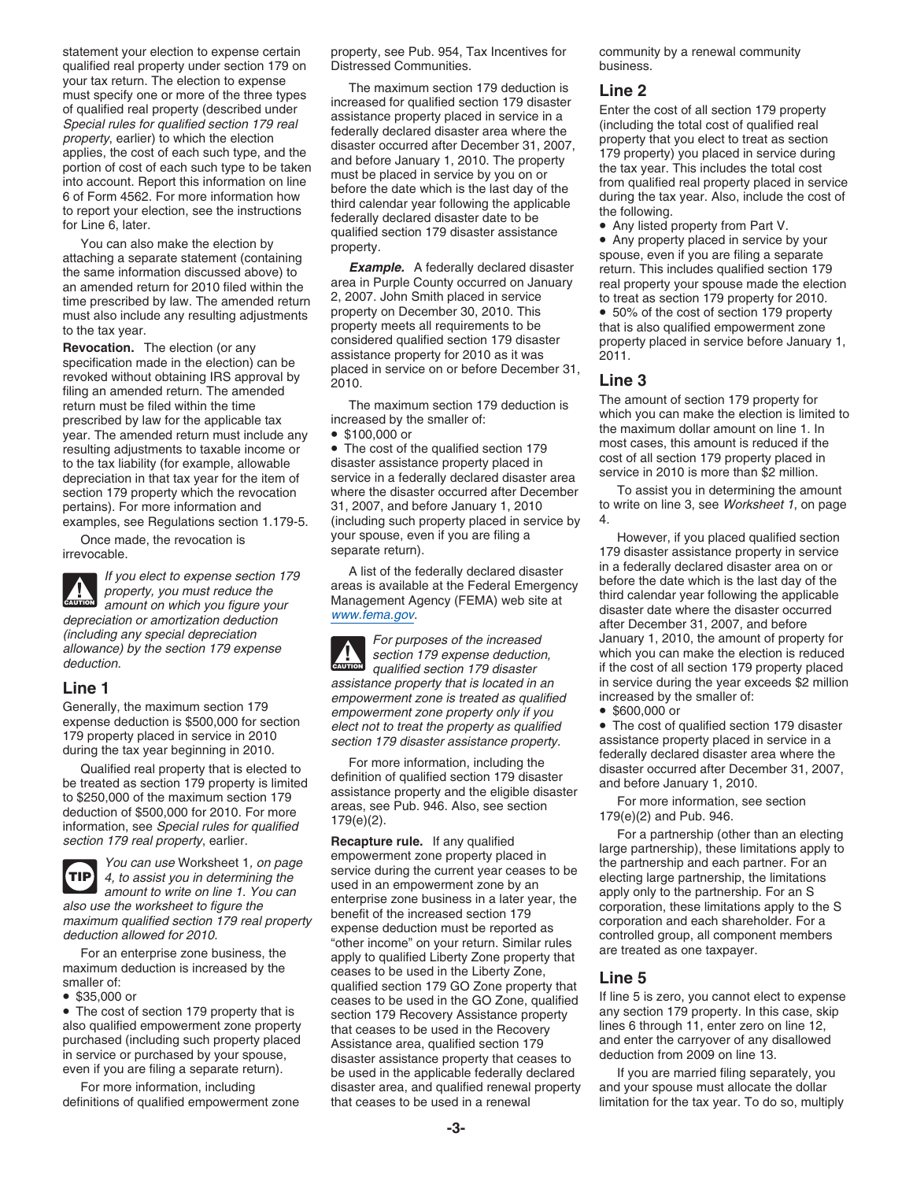statement your election to expense certain qualified real property under section 179 on your tax return. The election to expense must specify one or more of the three types of qualified real property (described under *Special rules for qualified section 179 real property*, earlier) to which the election applies, the cost of each such type, and the portion of cost of each such type to be taken into account. Report this information on line 6 of Form 4562. For more information how to report your election, see the instructions for Line 6, later.

You can also make the election by attaching a separate statement (containing the same information discussed above) to an amended return for 2010 filed within the time prescribed by law. The amended return must also include any resulting adjustments to the tax year.

**Revocation.** The election (or any specification made in the election) can be revoked without obtaining IRS approval by filing an amended return. The amended return must be filed within the time prescribed by law for the applicable tax year. The amended return must include any resulting adjustments to taxable income or to the tax liability (for example, allowable depreciation in that tax year for the item of section 179 property which the revocation pertains). For more information and examples, see Regulations section 1.179-5.

Once made, the revocation is irrevocable.

**CAUTION** *If you elect to expense section 179 property, you must reduce the amount on which you figure your depreciation or amortization deduction (including any special depreciation allowance) by the section 179 expense deduction.*

## Line 1

Generally, the maximum section 179 expense deduction is $500,000 for section 179 property placed in service in 2010 during the tax year beginning in 2010.

Qualified real property that is elected to be treated as section 179 property is limited to $250,000 of the maximum section 179 deduction of $500,000 for 2010. For more information, see *Special rules for qualified section 179 real property*, earlier.

**TIP** *You can use* Worksheet 1*, on page 4, to assist you in determining the amount to write on line 1. You can also use the worksheet to figure the maximum qualified section 179 real property deduction allowed for 2010.*

For an enterprise zone business, the maximum deduction is increased by the smaller of:

- $35,000 or
- The cost of section 179 property that is also qualified empowerment zone property purchased (including such property placed in service or purchased by your spouse, even if you are filing a separate return).

For more information, including definitions of qualified empowerment zone property, see Pub. 954, Tax Incentives for Distressed Communities.

The maximum section 179 deduction is increased for qualified section 179 disaster assistance property placed in service in a federally declared disaster area where the disaster occurred after December 31, 2007, and before January 1, 2010. The property must be placed in service by you on or before the date which is the last day of the third calendar year following the applicable federally declared disaster date to be qualified section 179 disaster assistance property.

***Example.*** A federally declared disaster area in Purple County occurred on January 2, 2007. John Smith placed in service property on December 30, 2010. This property meets all requirements to be considered qualified section 179 disaster assistance property for 2010 as it was placed in service on or before December 31, 2010.

The maximum section 179 deduction is increased by the smaller of:

- $100,000 or
- The cost of the qualified section 179 disaster assistance property placed in service in a federally declared disaster area where the disaster occurred after December 31, 2007, and before January 1, 2010 (including such property placed in service by your spouse, even if you are filing a separate return).

A list of the federally declared disaster areas is available at the Federal Emergency Management Agency (FEMA) web site at *www.fema.gov*.

**CAUTION** *For purposes of the increased section 179 expense deduction, qualified section 179 disaster assistance property that is located in an empowerment zone is treated as qualified empowerment zone property only if you elect not to treat the property as qualified section 179 disaster assistance property.*

For more information, including the definition of qualified section 179 disaster assistance property and the eligible disaster areas, see Pub. 946. Also, see section 179(e)(2).

**Recapture rule.** If any qualified empowerment zone property placed in service during the current year ceases to be used in an empowerment zone by an enterprise zone business in a later year, the benefit of the increased section 179 expense deduction must be reported as "other income" on your return. Similar rules apply to qualified Liberty Zone property that ceases to be used in the Liberty Zone, qualified section 179 GO Zone property that ceases to be used in the GO Zone, qualified section 179 Recovery Assistance property that ceases to be used in the Recovery Assistance area, qualified section 179 disaster assistance property that ceases to be used in the applicable federally declared disaster area, and qualified renewal property that ceases to be used in a renewal community by a renewal community business.

## Line 2

Enter the cost of all section 179 property (including the total cost of qualified real property that you elect to treat as section 179 property) you placed in service during the tax year. This includes the total cost from qualified real property placed in service during the tax year. Also, include the cost of the following.

- Any listed property from Part V.
- Any property placed in service by your spouse, even if you are filing a separate return. This includes qualified section 179 real property your spouse made the election to treat as section 179 property for 2010.
- 50% of the cost of section 179 property that is also qualified empowerment zone property placed in service before January 1, 2011.

## Line 3

The amount of section 179 property for which you can make the election is limited to the maximum dollar amount on line 1. In most cases, this amount is reduced if the cost of all section 179 property placed in service in 2010 is more than $2 million.

To assist you in determining the amount to write on line 3, see *Worksheet 1*, on page 4.

However, if you placed qualified section 179 disaster assistance property in service in a federally declared disaster area on or before the date which is the last day of the third calendar year following the applicable disaster date where the disaster occurred after December 31, 2007, and before January 1, 2010, the amount of property for which you can make the election is reduced if the cost of all section 179 property placed in service during the year exceeds $2 million increased by the smaller of:

- $600,000 or
- The cost of qualified section 179 disaster assistance property placed in service in a federally declared disaster area where the disaster occurred after December 31, 2007, and before January 1, 2010.

For more information, see section 179(e)(2) and Pub. 946.

For a partnership (other than an electing large partnership), these limitations apply to the partnership and each partner. For an electing large partnership, the limitations apply only to the partnership. For an S corporation, these limitations apply to the S corporation and each shareholder. For a controlled group, all component members are treated as one taxpayer.

## Line 5

If line 5 is zero, you cannot elect to expense any section 179 property. In this case, skip lines 6 through 11, enter zero on line 12, and enter the carryover of any disallowed deduction from 2009 on line 13.

If you are married filing separately, you and your spouse must allocate the dollar limitation for the tax year. To do so, multiply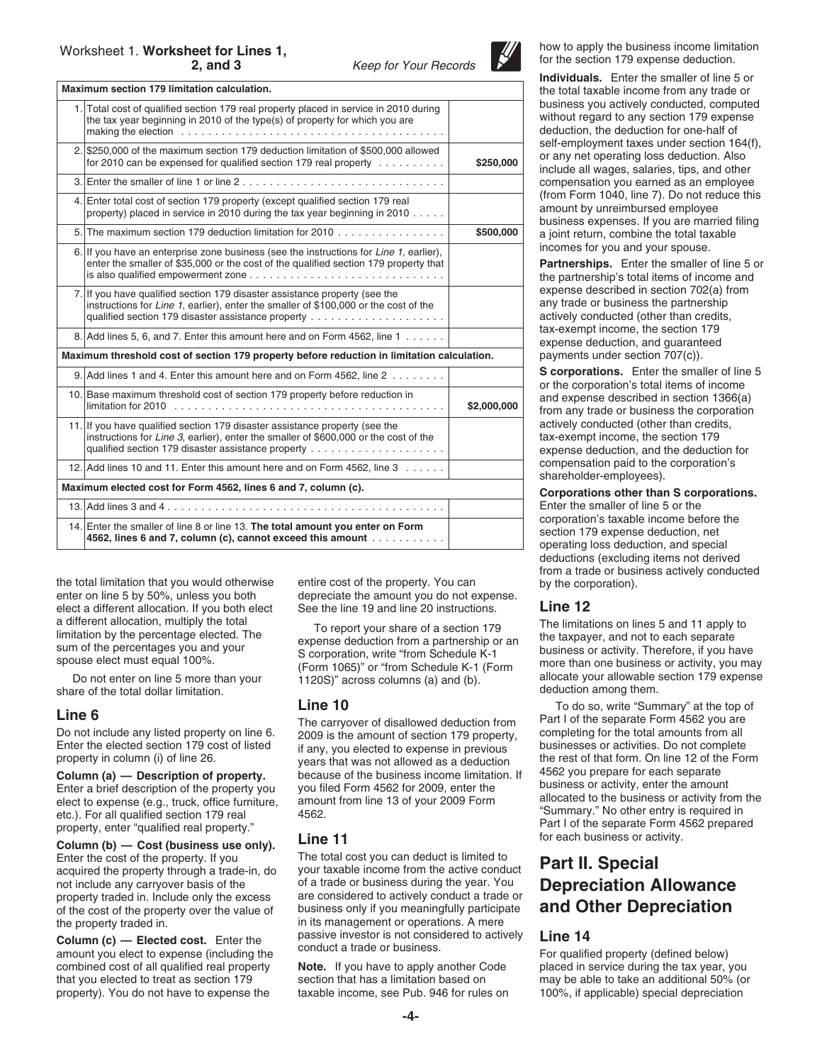### Worksheet 1. Worksheet for Lines 1, 2, and 3

*Keep for Your Records*

| Maximum section 179 limitation calculation. | |
|---|---|
| 1. Total cost of qualified section 179 real property placed in service in 2010 during the tax year beginning in 2010 of the type(s) of property for which you are making the election | |
| 2. $250,000 of the maximum section 179 deduction limitation of $500,000 allowed for 2010 can be expensed for qualified section 179 real property | $250,000 |
| 3. Enter the smaller of line 1 or line 2 | |
| 4. Enter total cost of section 179 property (except qualified section 179 real property) placed in service in 2010 during the tax year beginning in 2010 | |
| 5. The maximum section 179 deduction limitation for 2010 | $500,000 |
| 6. If you have an enterprise zone business (see the instructions for *Line 1*, earlier), enter the smaller of $35,000 or the cost of the qualified section 179 property that is also qualified empowerment zone | |
| 7. If you have qualified section 179 disaster assistance property (see the instructions for *Line 1*, earlier), enter the smaller of $100,000 or the cost of the qualified section 179 disaster assistance property | |
| 8. Add lines 5, 6, and 7. Enter this amount here and on Form 4562, line 1 | |
| **Maximum threshold cost of section 179 property before reduction in limitation calculation.** | |
| 9. Add lines 1 and 4. Enter this amount here and on Form 4562, line 2 | |
| 10. Base maximum threshold cost of section 179 property before reduction in limitation for 2010 | $2,000,000 |
| 11. If you have qualified section 179 disaster assistance property (see the instructions for *Line 3*, earlier), enter the smaller of $600,000 or the cost of the qualified section 179 disaster assistance property | |
| 12. Add lines 10 and 11. Enter this amount here and on Form 4562, line 3 | |
| **Maximum elected cost for Form 4562, lines 6 and 7, column (c).** | |
| 13. Add lines 3 and 4 | |
| 14. Enter the smaller of line 8 or line 13. **The total amount you enter on Form 4562, lines 6 and 7, column (c), cannot exceed this amount** | |

the total limitation that you would otherwise enter on line 5 by 50%, unless you both elect a different allocation. If you both elect a different allocation, multiply the total limitation by the percentage elected. The sum of the percentages you and your spouse elect must equal 100%.

Do not enter on line 5 more than your share of the total dollar limitation.

## Line 6

Do not include any listed property on line 6. Enter the elected section 179 cost of listed property in column (i) of line 26.

**Column (a) — Description of property.** Enter a brief description of the property you elect to expense (e.g., truck, office furniture, etc.). For all qualified section 179 real property, enter "qualified real property."

**Column (b) — Cost (business use only).** Enter the cost of the property. If you acquired the property through a trade-in, do not include any carryover basis of the property traded in. Include only the excess of the cost of the property over the value of the property traded in.

**Column (c) — Elected cost.** Enter the amount you elect to expense (including the combined cost of all qualified real property that you elected to treat as section 179 property). You do not have to expense the entire cost of the property. You can depreciate the amount you do not expense. See the line 19 and line 20 instructions.

To report your share of a section 179 expense deduction from a partnership or an S corporation, write "from Schedule K-1 (Form 1065)" or "from Schedule K-1 (Form 1120S)" across columns (a) and (b).

## Line 10

The carryover of disallowed deduction from 2009 is the amount of section 179 property, if any, you elected to expense in previous years that was not allowed as a deduction because of the business income limitation. If you filed Form 4562 for 2009, enter the amount from line 13 of your 2009 Form 4562.

## Line 11

The total cost you can deduct is limited to your taxable income from the active conduct of a trade or business during the year. You are considered to actively conduct a trade or business only if you meaningfully participate in its management or operations. A mere passive investor is not considered to actively conduct a trade or business.

**Note.** If you have to apply another Code section that has a limitation based on taxable income, see Pub. 946 for rules on how to apply the business income limitation for the section 179 expense deduction.

**Individuals.** Enter the smaller of line 5 or the total taxable income from any trade or business you actively conducted, computed without regard to any section 179 expense deduction, the deduction for one-half of self-employment taxes under section 164(f), or any net operating loss deduction. Also include all wages, salaries, tips, and other compensation you earned as an employee (from Form 1040, line 7). Do not reduce this amount by unreimbursed employee business expenses. If you are married filing a joint return, combine the total taxable incomes for you and your spouse.

**Partnerships.** Enter the smaller of line 5 or the partnership's total items of income and expense described in section 702(a) from any trade or business the partnership actively conducted (other than credits, tax-exempt income, the section 179 expense deduction, and guaranteed payments under section 707(c)).

**S corporations.** Enter the smaller of line 5 or the corporation's total items of income and expense described in section 1366(a) from any trade or business the corporation actively conducted (other than credits, tax-exempt income, the section 179 expense deduction, and the deduction for compensation paid to the corporation's shareholder-employees).

**Corporations other than S corporations.** Enter the smaller of line 5 or the corporation's taxable income before the section 179 expense deduction, net operating loss deduction, and special deductions (excluding items not derived from a trade or business actively conducted by the corporation).

## Line 12

The limitations on lines 5 and 11 apply to the taxpayer, and not to each separate business or activity. Therefore, if you have more than one business or activity, you may allocate your allowable section 179 expense deduction among them.

To do so, write "Summary" at the top of Part I of the separate Form 4562 you are completing for the total amounts from all businesses or activities. Do not complete the rest of that form. On line 12 of the Form 4562 you prepare for each separate business or activity, enter the amount allocated to the business or activity from the "Summary." No other entry is required in Part I of the separate Form 4562 prepared for each business or activity.

# Part II. Special Depreciation Allowance and Other Depreciation

## Line 14

For qualified property (defined below) placed in service during the tax year, you may be able to take an additional 50% (or 100%, if applicable) special depreciation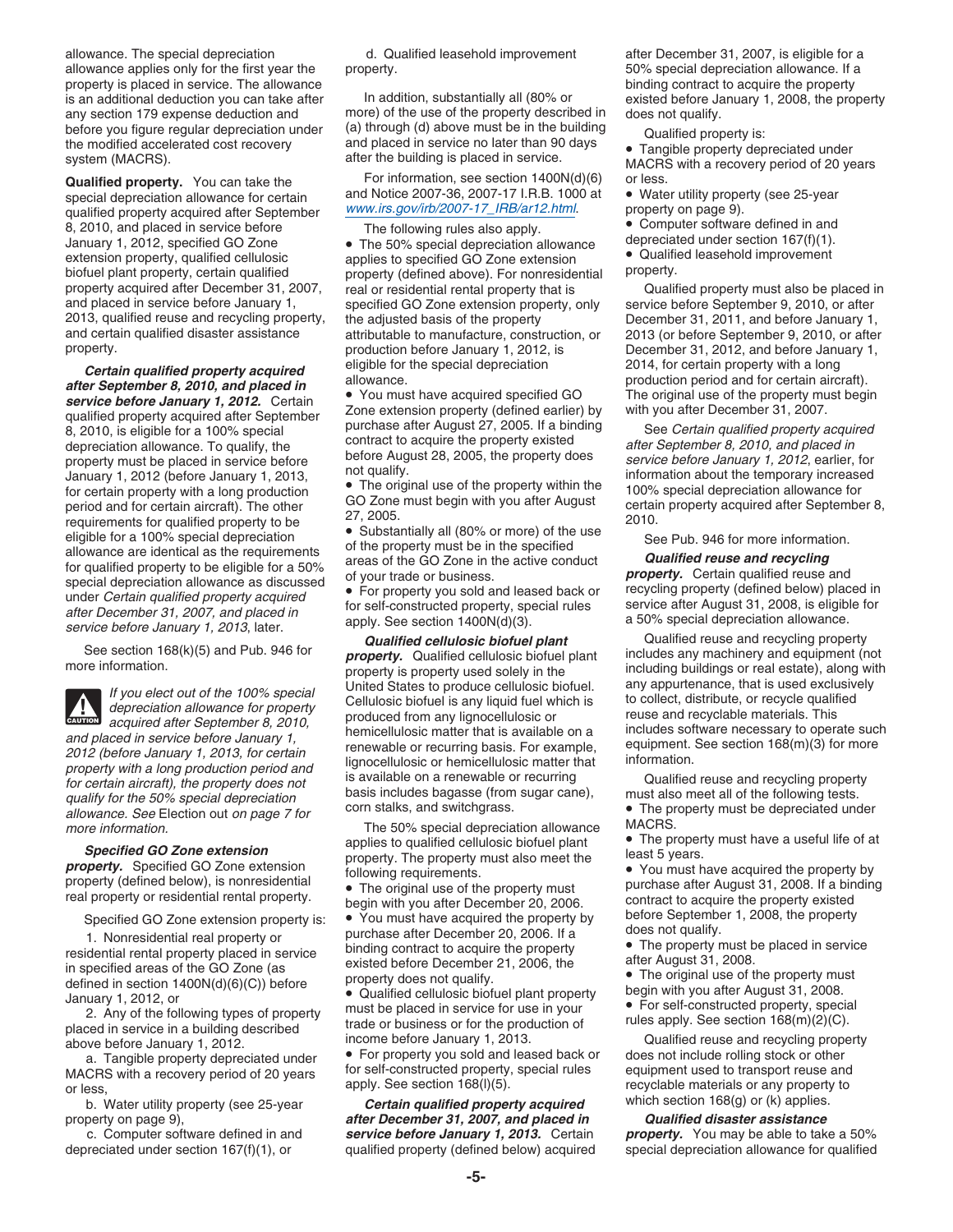allowance. The special depreciation allowance applies only for the first year the property is placed in service. The allowance is an additional deduction you can take after any section 179 expense deduction and before you figure regular depreciation under the modified accelerated cost recovery system (MACRS).

**Qualified property.** You can take the special depreciation allowance for certain qualified property acquired after September 8, 2010, and placed in service before January 1, 2012, specified GO Zone extension property, qualified cellulosic biofuel plant property, certain qualified property acquired after December 31, 2007, and placed in service before January 1, 2013, qualified reuse and recycling property, and certain qualified disaster assistance property.

***Certain qualified property acquired after September 8, 2010, and placed in service before January 1, 2012.*** Certain qualified property acquired after September 8, 2010, is eligible for a 100% special depreciation allowance. To qualify, the property must be placed in service before January 1, 2012 (before January 1, 2013, for certain property with a long production period and for certain aircraft). The other requirements for qualified property to be eligible for a 100% special depreciation allowance are identical as the requirements for qualified property to be eligible for a 50% special depreciation allowance as discussed under *Certain qualified property acquired after December 31, 2007, and placed in service before January 1, 2013*, later.

See section 168(k)(5) and Pub. 946 for more information.

**CAUTION:** *If you elect out of the 100% special depreciation allowance for property acquired after September 8, 2010, and placed in service before January 1, 2012 (before January 1, 2013, for certain property with a long production period and for certain aircraft), the property does not qualify for the 50% special depreciation allowance. See* Election out *on page 7 for more information.*

***Specified GO Zone extension property.*** Specified GO Zone extension property (defined below), is nonresidential real property or residential rental property.

Specified GO Zone extension property is:

1. Nonresidential real property or residential rental property placed in service in specified areas of the GO Zone (as defined in section 1400N(d)(6)(C)) before January 1, 2012, or
2. Any of the following types of property placed in service in a building described above before January 1, 2012.
   a. Tangible property depreciated under MACRS with a recovery period of 20 years or less,
   b. Water utility property (see 25-year property on page 9),
   c. Computer software defined in and depreciated under section 167(f)(1), or
   d. Qualified leasehold improvement property.

In addition, substantially all (80% or more) of the use of the property described in (a) through (d) above must be in the building and placed in service no later than 90 days after the building is placed in service.

For information, see section 1400N(d)(6) and Notice 2007-36, 2007-17 I.R.B. 1000 at *www.irs.gov/irb/2007-17_IRB/ar12.html*.

The following rules also apply.

- The 50% special depreciation allowance applies to specified GO Zone extension property (defined above). For nonresidential real or residential rental property that is specified GO Zone extension property, only the adjusted basis of the property attributable to manufacture, construction, or production before January 1, 2012, is eligible for the special depreciation allowance.
- You must have acquired specified GO Zone extension property (defined earlier) by purchase after August 27, 2005. If a binding contract to acquire the property existed before August 28, 2005, the property does not qualify.
- The original use of the property within the GO Zone must begin with you after August 27, 2005.
- Substantially all (80% or more) of the use of the property must be in the specified areas of the GO Zone in the active conduct of your trade or business.
- For property you sold and leased back or for self-constructed property, special rules apply. See section 1400N(d)(3).

***Qualified cellulosic biofuel plant property.*** Qualified cellulosic biofuel plant property is property used solely in the United States to produce cellulosic biofuel. Cellulosic biofuel is any liquid fuel which is produced from any lignocellulosic or hemicellulosic matter that is available on a renewable or recurring basis. For example, lignocellulosic or hemicellulosic matter that is available on a renewable or recurring basis includes bagasse (from sugar cane), corn stalks, and switchgrass.

The 50% special depreciation allowance applies to qualified cellulosic biofuel plant property. The property must also meet the following requirements.

- The original use of the property must begin with you after December 20, 2006.
- You must have acquired the property by purchase after December 20, 2006. If a binding contract to acquire the property existed before December 21, 2006, the property does not qualify.
- Qualified cellulosic biofuel plant property must be placed in service for use in your trade or business or for the production of income before January 1, 2013.
- For property you sold and leased back or for self-constructed property, special rules apply. See section 168(l)(5).

***Certain qualified property acquired after December 31, 2007, and placed in service before January 1, 2013.*** Certain qualified property (defined below) acquired after December 31, 2007, is eligible for a 50% special depreciation allowance. If a binding contract to acquire the property existed before January 1, 2008, the property does not qualify.

Qualified property is:

- Tangible property depreciated under MACRS with a recovery period of 20 years or less.
- Water utility property (see 25-year property on page 9).
- Computer software defined in and depreciated under section 167(f)(1).
- Qualified leasehold improvement property.

Qualified property must also be placed in service before September 9, 2010, or after December 31, 2011, and before January 1, 2013 (or before September 9, 2010, or after December 31, 2012, and before January 1, 2014, for certain property with a long production period and for certain aircraft). The original use of the property must begin with you after December 31, 2007.

See *Certain qualified property acquired after September 8, 2010, and placed in service before January 1, 2012*, earlier, for information about the temporary increased 100% special depreciation allowance for certain property acquired after September 8, 2010.

See Pub. 946 for more information.

***Qualified reuse and recycling property.*** Certain qualified reuse and recycling property (defined below) placed in service after August 31, 2008, is eligible for a 50% special depreciation allowance.

Qualified reuse and recycling property includes any machinery and equipment (not including buildings or real estate), along with any appurtenance, that is used exclusively to collect, distribute, or recycle qualified reuse and recyclable materials. This includes software necessary to operate such equipment. See section 168(m)(3) for more information.

Qualified reuse and recycling property must also meet all of the following tests.

- The property must be depreciated under MACRS.
- The property must have a useful life of at least 5 years.
- You must have acquired the property by purchase after August 31, 2008. If a binding contract to acquire the property existed before September 1, 2008, the property does not qualify.
- The property must be placed in service after August 31, 2008.
- The original use of the property must begin with you after August 31, 2008.
- For self-constructed property, special rules apply. See section 168(m)(2)(C).

Qualified reuse and recycling property does not include rolling stock or other equipment used to transport reuse and recyclable materials or any property to which section 168(g) or (k) applies.

***Qualified disaster assistance property.*** You may be able to take a 50% special depreciation allowance for qualified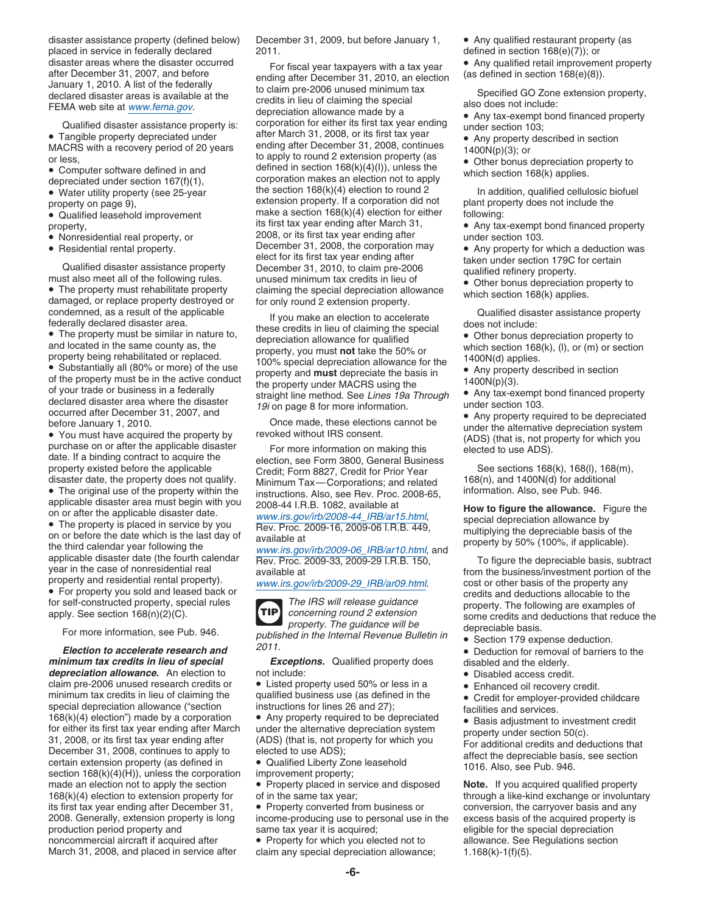disaster assistance property (defined below) placed in service in federally declared disaster areas where the disaster occurred after December 31, 2007, and before January 1, 2010. A list of the federally declared disaster areas is available at the FEMA web site at www.fema.gov.

Qualified disaster assistance property is:

- Tangible property depreciated under MACRS with a recovery period of 20 years or less,
- Computer software defined in and depreciated under section 167(f)(1),
- Water utility property (see 25-year property on page 9),
- Qualified leasehold improvement property,
- Nonresidential real property, or
- Residential rental property.

Qualified disaster assistance property must also meet all of the following rules.

- The property must rehabilitate property damaged, or replace property destroyed or condemned, as a result of the applicable federally declared disaster area.
- The property must be similar in nature to, and located in the same county as, the property being rehabilitated or replaced.
- Substantially all (80% or more) of the use of the property must be in the active conduct of your trade or business in a federally declared disaster area where the disaster occurred after December 31, 2007, and before January 1, 2010.
- You must have acquired the property by purchase on or after the applicable disaster date. If a binding contract to acquire the property existed before the applicable disaster date, the property does not qualify.
- The original use of the property within the applicable disaster area must begin with you on or after the applicable disaster date.
- The property is placed in service by you on or before the date which is the last day of the third calendar year following the applicable disaster date (the fourth calendar year in the case of nonresidential real property and residential rental property).
- For property you sold and leased back or for self-constructed property, special rules apply. See section 168(n)(2)(C).

For more information, see Pub. 946.

***Election to accelerate research and minimum tax credits in lieu of special depreciation allowance.*** An election to claim pre-2006 unused research credits or minimum tax credits in lieu of claiming the special depreciation allowance ("section 168(k)(4) election") made by a corporation for either its first tax year ending after March 31, 2008, or its first tax year ending after December 31, 2008, continues to apply to certain extension property (as defined in section 168(k)(4)(H)), unless the corporation made an election not to apply the section 168(k)(4) election to extension property for its first tax year ending after December 31, 2008. Generally, extension property is long production period property and noncommercial aircraft if acquired after March 31, 2008, and placed in service after December 31, 2009, but before January 1, 2011.

For fiscal year taxpayers with a tax year ending after December 31, 2010, an election to claim pre-2006 unused minimum tax credits in lieu of claiming the special depreciation allowance made by a corporation for either its first tax year ending after March 31, 2008, or its first tax year ending after December 31, 2008, continues to apply to round 2 extension property (as defined in section 168(k)(4)(I)), unless the corporation makes an election not to apply the section 168(k)(4) election to round 2 extension property. If a corporation did not make a section 168(k)(4) election for either its first tax year ending after March 31, 2008, or its first tax year ending after December 31, 2008, the corporation may elect for its first tax year ending after December 31, 2010, to claim pre-2006 unused minimum tax credits in lieu of claiming the special depreciation allowance for only round 2 extension property.

If you make an election to accelerate these credits in lieu of claiming the special depreciation allowance for qualified property, you must **not** take the 50% or 100% special depreciation allowance for the property and **must** depreciate the basis in the property under MACRS using the straight line method. See *Lines 19a Through 19i* on page 8 for more information.

Once made, these elections cannot be revoked without IRS consent.

For more information on making this election, see Form 3800, General Business Credit; Form 8827, Credit for Prior Year Minimum Tax—Corporations; and related instructions. Also, see Rev. Proc. 2008-65, 2008-44 I.R.B. 1082, available at www.irs.gov/irb/2008-44_IRB/ar15.html, Rev. Proc. 2009-16, 2009-06 I.R.B. 449, available at www.irs.gov/irb/2009-06_IRB/ar10.html, and Rev. Proc. 2009-33, 2009-29 I.R.B. 150, available at www.irs.gov/irb/2009-29_IRB/ar09.html.

**TIP** *The IRS will release guidance concerning round 2 extension property. The guidance will be published in the Internal Revenue Bulletin in 2011.*

***Exceptions.*** Qualified property does not include:

- Listed property used 50% or less in a qualified business use (as defined in the instructions for lines 26 and 27);
- Any property required to be depreciated under the alternative depreciation system (ADS) (that is, not property for which you elected to use ADS);
- Qualified Liberty Zone leasehold improvement property;
- Property placed in service and disposed of in the same tax year;
- Property converted from business or income-producing use to personal use in the same tax year it is acquired;
- Property for which you elected not to claim any special depreciation allowance;
- Any qualified restaurant property (as defined in section 168(e)(7)); or
- Any qualified retail improvement property (as defined in section 168(e)(8)).

Specified GO Zone extension property, also does not include:

- Any tax-exempt bond financed property under section 103;
- Any property described in section 1400N(p)(3); or
- Other bonus depreciation property to which section 168(k) applies.

In addition, qualified cellulosic biofuel plant property does not include the following:

- Any tax-exempt bond financed property under section 103.
- Any property for which a deduction was taken under section 179C for certain qualified refinery property.
- Other bonus depreciation property to which section 168(k) applies.

Qualified disaster assistance property does not include:

- Other bonus depreciation property to which section 168(k), (l), or (m) or section 1400N(d) applies.
- Any property described in section 1400N(p)(3).
- Any tax-exempt bond financed property under section 103.
- Any property required to be depreciated under the alternative depreciation system (ADS) (that is, not property for which you elected to use ADS).

See sections 168(k), 168(l), 168(m), 168(n), and 1400N(d) for additional information. Also, see Pub. 946.

**How to figure the allowance.** Figure the special depreciation allowance by multiplying the depreciable basis of the property by 50% (100%, if applicable).

To figure the depreciable basis, subtract from the business/investment portion of the cost or other basis of the property any credits and deductions allocable to the property. The following are examples of some credits and deductions that reduce the depreciable basis.

- Section 179 expense deduction.
- Deduction for removal of barriers to the disabled and the elderly.
- Disabled access credit.
- Enhanced oil recovery credit.
- Credit for employer-provided childcare facilities and services.
- Basis adjustment to investment credit property under section 50(c).

For additional credits and deductions that affect the depreciable basis, see section 1016. Also, see Pub. 946.

**Note.** If you acquired qualified property through a like-kind exchange or involuntary conversion, the carryover basis and any excess basis of the acquired property is eligible for the special depreciation allowance. See Regulations section 1.168(k)-1(f)(5).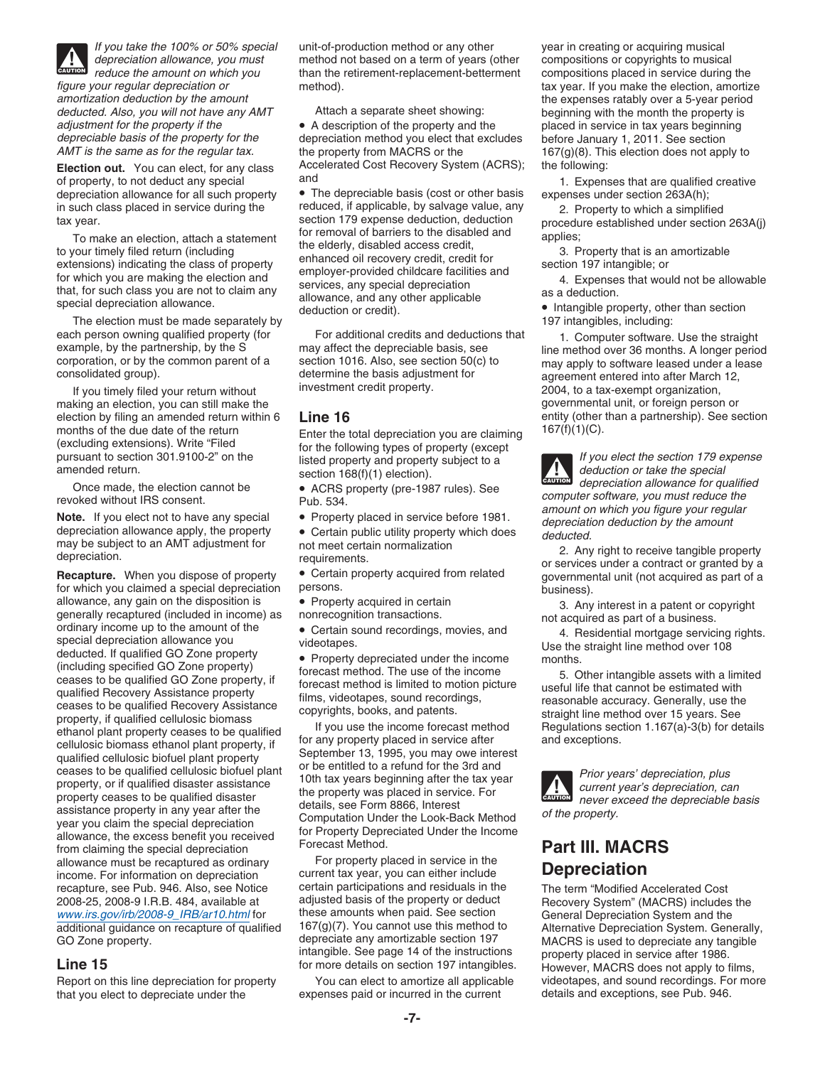**CAUTION** *If you take the 100% or 50% special depreciation allowance, you must reduce the amount on which you figure your regular depreciation or amortization deduction by the amount deducted. Also, you will not have any AMT adjustment for the property if the depreciable basis of the property for the AMT is the same as for the regular tax.*

**Election out.** You can elect, for any class of property, to not deduct any special depreciation allowance for all such property in such class placed in service during the tax year.

To make an election, attach a statement to your timely filed return (including extensions) indicating the class of property for which you are making the election and that, for such class you are not to claim any special depreciation allowance.

The election must be made separately by each person owning qualified property (for example, by the partnership, by the S corporation, or by the common parent of a consolidated group).

If you timely filed your return without making an election, you can still make the election by filing an amended return within 6 months of the due date of the return (excluding extensions). Write "Filed pursuant to section 301.9100-2" on the amended return.

Once made, the election cannot be revoked without IRS consent.

**Note.** If you elect not to have any special depreciation allowance apply, the property may be subject to an AMT adjustment for depreciation.

**Recapture.** When you dispose of property for which you claimed a special depreciation allowance, any gain on the disposition is generally recaptured (included in income) as ordinary income up to the amount of the special depreciation allowance you deducted. If qualified GO Zone property (including specified GO Zone property) ceases to be qualified GO Zone property, if qualified Recovery Assistance property ceases to be qualified Recovery Assistance property, if qualified cellulosic biomass ethanol plant property ceases to be qualified cellulosic biomass ethanol plant property, if qualified cellulosic biofuel plant property ceases to be qualified cellulosic biofuel plant property, or if qualified disaster assistance property ceases to be qualified disaster assistance property in any year after the year you claim the special depreciation allowance, the excess benefit you received from claiming the special depreciation allowance must be recaptured as ordinary income. For information on depreciation recapture, see Pub. 946. Also, see Notice 2008-25, 2008-9 I.R.B. 484, available at www.irs.gov/irb/2008-9_IRB/ar10.html for additional guidance on recapture of qualified GO Zone property.

## Line 15

Report on this line depreciation for property that you elect to depreciate under the unit-of-production method or any other method not based on a term of years (other than the retirement-replacement-betterment method).

Attach a separate sheet showing:

- A description of the property and the depreciation method you elect that excludes the property from MACRS or the Accelerated Cost Recovery System (ACRS); and
- The depreciable basis (cost or other basis reduced, if applicable, by salvage value, any section 179 expense deduction, deduction for removal of barriers to the disabled and the elderly, disabled access credit, enhanced oil recovery credit, credit for employer-provided childcare facilities and services, any special depreciation allowance, and any other applicable deduction or credit).

For additional credits and deductions that may affect the depreciable basis, see section 1016. Also, see section 50(c) to determine the basis adjustment for investment credit property.

## Line 16

Enter the total depreciation you are claiming for the following types of property (except listed property and property subject to a section 168(f)(1) election).

- ACRS property (pre-1987 rules). See Pub. 534.
- Property placed in service before 1981.
- Certain public utility property which does not meet certain normalization requirements.
- Certain property acquired from related persons.
- Property acquired in certain nonrecognition transactions.
- Certain sound recordings, movies, and videotapes.
- Property depreciated under the income forecast method. The use of the income forecast method is limited to motion picture films, videotapes, sound recordings, copyrights, books, and patents.

If you use the income forecast method for any property placed in service after September 13, 1995, you may owe interest or be entitled to a refund for the 3rd and 10th tax years beginning after the tax year the property was placed in service. For details, see Form 8866, Interest Computation Under the Look-Back Method for Property Depreciated Under the Income Forecast Method.

For property placed in service in the current tax year, you can either include certain participations and residuals in the adjusted basis of the property or deduct these amounts when paid. See section 167(g)(7). You cannot use this method to depreciate any amortizable section 197 intangible. See page 14 of the instructions for more details on section 197 intangibles.

You can elect to amortize all applicable expenses paid or incurred in the current year in creating or acquiring musical compositions or copyrights to musical compositions placed in service during the tax year. If you make the election, amortize the expenses ratably over a 5-year period beginning with the month the property is placed in service in tax years beginning before January 1, 2011. See section 167(g)(8). This election does not apply to the following:

1. Expenses that are qualified creative expenses under section 263A(h);
2. Property to which a simplified procedure established under section 263A(j) applies;
3. Property that is an amortizable section 197 intangible; or
4. Expenses that would not be allowable as a deduction.

- Intangible property, other than section 197 intangibles, including:

1. Computer software. Use the straight line method over 36 months. A longer period may apply to software leased under a lease agreement entered into after March 12, 2004, to a tax-exempt organization, governmental unit, or foreign person or entity (other than a partnership). See section 167(f)(1)(C).

**CAUTION** *If you elect the section 179 expense deduction or take the special depreciation allowance for qualified computer software, you must reduce the amount on which you figure your regular depreciation deduction by the amount deducted.*

2. Any right to receive tangible property or services under a contract or granted by a governmental unit (not acquired as part of a business).
3. Any interest in a patent or copyright not acquired as part of a business.
4. Residential mortgage servicing rights. Use the straight line method over 108 months.
5. Other intangible assets with a limited useful life that cannot be estimated with reasonable accuracy. Generally, use the straight line method over 15 years. See Regulations section 1.167(a)-3(b) for details and exceptions.

**CAUTION** *Prior years' depreciation, plus current year's depreciation, can never exceed the depreciable basis of the property.*

# Part III. MACRS Depreciation

The term "Modified Accelerated Cost Recovery System" (MACRS) includes the General Depreciation System and the Alternative Depreciation System. Generally, MACRS is used to depreciate any tangible property placed in service after 1986. However, MACRS does not apply to films, videotapes, and sound recordings. For more details and exceptions, see Pub. 946.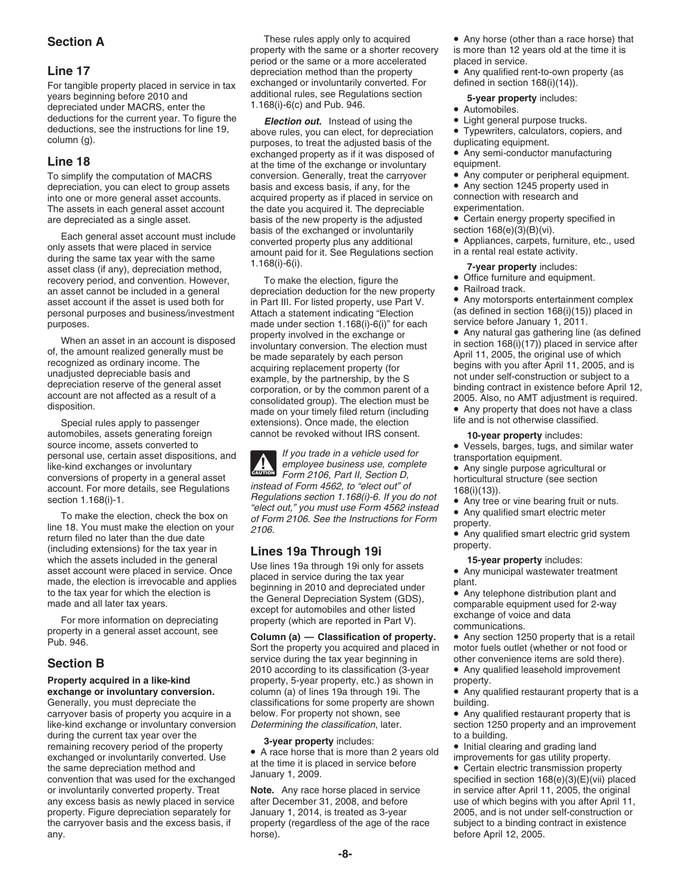## Section A

### Line 17

For tangible property placed in service in tax years beginning before 2010 and depreciated under MACRS, enter the deductions for the current year. To figure the deductions, see the instructions for line 19, column (g).

### Line 18

To simplify the computation of MACRS depreciation, you can elect to group assets into one or more general asset accounts. The assets in each general asset account are depreciated as a single asset.

Each general asset account must include only assets that were placed in service during the same tax year with the same asset class (if any), depreciation method, recovery period, and convention. However, an asset cannot be included in a general asset account if the asset is used both for personal purposes and business/investment purposes.

When an asset in an account is disposed of, the amount realized generally must be recognized as ordinary income. The unadjusted depreciable basis and depreciation reserve of the general asset account are not affected as a result of a disposition.

Special rules apply to passenger automobiles, assets generating foreign source income, assets converted to personal use, certain asset dispositions, and like-kind exchanges or involuntary conversions of property in a general asset account. For more details, see Regulations section 1.168(i)-1.

To make the election, check the box on line 18. You must make the election on your return filed no later than the due date (including extensions) for the tax year in which the assets included in the general asset account were placed in service. Once made, the election is irrevocable and applies to the tax year for which the election is made and all later tax years.

For more information on depreciating property in a general asset account, see Pub. 946.

## Section B

**Property acquired in a like-kind exchange or involuntary conversion.** Generally, you must depreciate the carryover basis of property you acquire in a like-kind exchange or involuntary conversion during the current tax year over the remaining recovery period of the property exchanged or involuntarily converted. Use the same depreciation method and convention that was used for the exchanged or involuntarily converted property. Treat any excess basis as newly placed in service property. Figure depreciation separately for the carryover basis and the excess basis, if any.

These rules apply only to acquired property with the same or a shorter recovery period or the same or a more accelerated depreciation method than the property exchanged or involuntarily converted. For additional rules, see Regulations section 1.168(i)-6(c) and Pub. 946.

***Election out.*** Instead of using the above rules, you can elect, for depreciation purposes, to treat the adjusted basis of the exchanged property as if it was disposed of at the time of the exchange or involuntary conversion. Generally, treat the carryover basis and excess basis, if any, for the acquired property as if placed in service on the date you acquired it. The depreciable basis of the new property is the adjusted basis of the exchanged or involuntarily converted property plus any additional amount paid for it. See Regulations section 1.168(i)-6(i).

To make the election, figure the depreciation deduction for the new property in Part III. For listed property, use Part V. Attach a statement indicating "Election made under section 1.168(i)-6(i)" for each property involved in the exchange or involuntary conversion. The election must be made separately by each person acquiring replacement property (for example, by the partnership, by the S corporation, or by the common parent of a consolidated group). The election must be made on your timely filed return (including extensions). Once made, the election cannot be revoked without IRS consent.

**CAUTION** *If you trade in a vehicle used for employee business use, complete Form 2106, Part II, Section D, instead of Form 4562, to "elect out" of Regulations section 1.168(i)-6. If you do not "elect out," you must use Form 4562 instead of Form 2106. See the Instructions for Form 2106.*

## Lines 19a Through 19i

Use lines 19a through 19i only for assets placed in service during the tax year beginning in 2010 and depreciated under the General Depreciation System (GDS), except for automobiles and other listed property (which are reported in Part V).

**Column (a) — Classification of property.** Sort the property you acquired and placed in service during the tax year beginning in 2010 according to its classification (3-year property, 5-year property, etc.) as shown in column (a) of lines 19a through 19i. The classifications for some property are shown below. For property not shown, see *Determining the classification*, later.

**3-year property** includes:

- A race horse that is more than 2 years old at the time it is placed in service before January 1, 2009.

**Note.** Any race horse placed in service after December 31, 2008, and before January 1, 2014, is treated as 3-year property (regardless of the age of the race horse).

- Any horse (other than a race horse) that is more than 12 years old at the time it is placed in service.
- Any qualified rent-to-own property (as defined in section 168(i)(14)).

**5-year property** includes:

- Automobiles.
- Light general purpose trucks.
- Typewriters, calculators, copiers, and duplicating equipment.
- Any semi-conductor manufacturing equipment.
- Any computer or peripheral equipment.
- Any section 1245 property used in connection with research and experimentation.
- Certain energy property specified in section 168(e)(3)(B)(vi).
- Appliances, carpets, furniture, etc., used in a rental real estate activity.

**7-year property** includes:

- Office furniture and equipment.
- Railroad track.
- Any motorsports entertainment complex (as defined in section 168(i)(15)) placed in service before January 1, 2011.
- Any natural gas gathering line (as defined in section 168(i)(17)) placed in service after April 11, 2005, the original use of which begins with you after April 11, 2005, and is not under self-construction or subject to a binding contract in existence before April 12, 2005. Also, no AMT adjustment is required.
- Any property that does not have a class life and is not otherwise classified.

**10-year property** includes:

- Vessels, barges, tugs, and similar water transportation equipment.
- Any single purpose agricultural or horticultural structure (see section 168(i)(13)).
- Any tree or vine bearing fruit or nuts.
- Any qualified smart electric meter property.
- Any qualified smart electric grid system property.

**15-year property** includes:

- Any municipal wastewater treatment plant.
- Any telephone distribution plant and comparable equipment used for 2-way exchange of voice and data communications.
- Any section 1250 property that is a retail motor fuels outlet (whether or not food or other convenience items are sold there).
- Any qualified leasehold improvement property.
- Any qualified restaurant property that is a building.
- Any qualified restaurant property that is section 1250 property and an improvement to a building.
- Initial clearing and grading land improvements for gas utility property.
- Certain electric transmission property specified in section 168(e)(3)(E)(vii) placed in service after April 11, 2005, the original use of which begins with you after April 11, 2005, and is not under self-construction or subject to a binding contract in existence before April 12, 2005.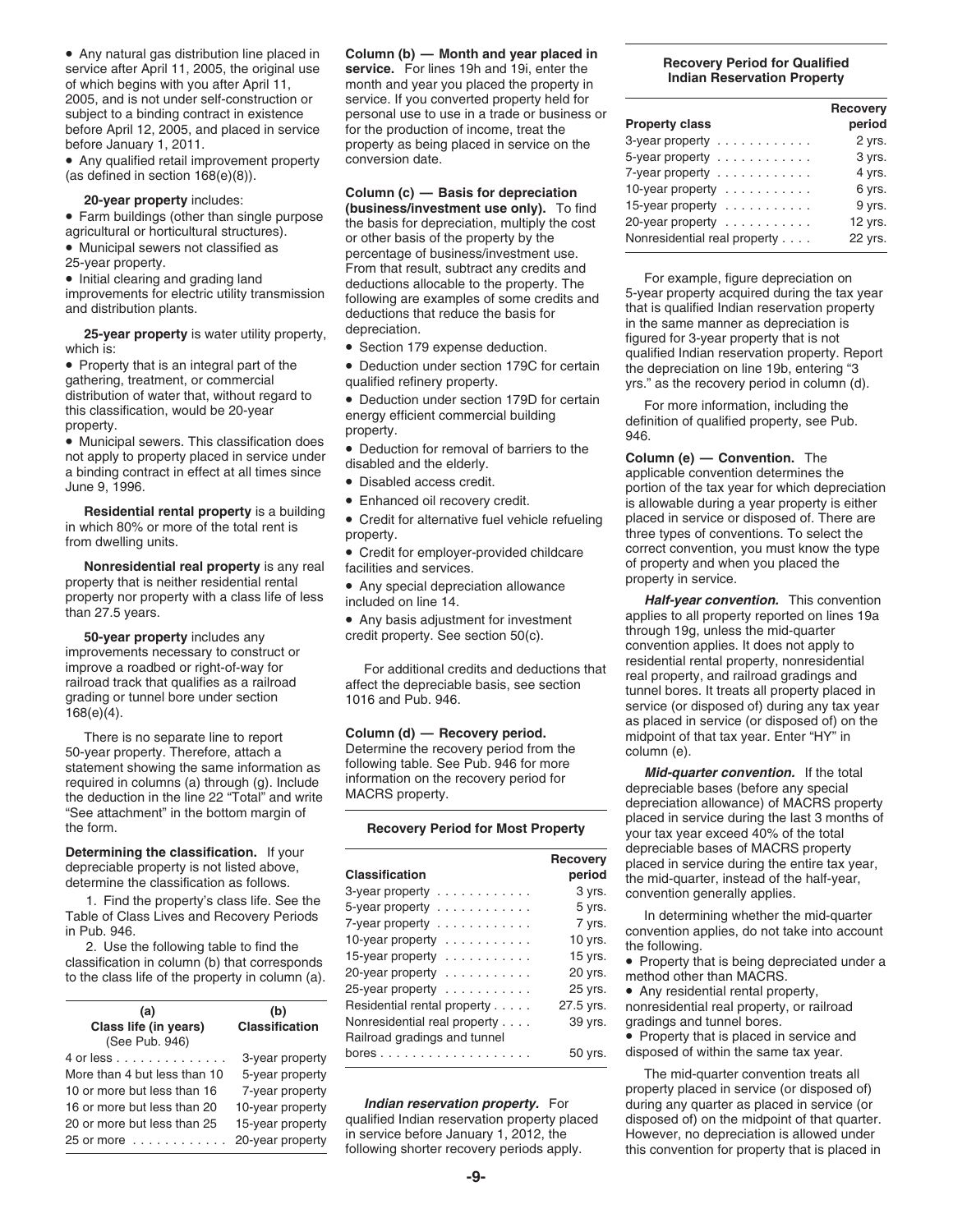• Any natural gas distribution line placed in service after April 11, 2005, the original use of which begins with you after April 11, 2005, and is not under self-construction or subject to a binding contract in existence before April 12, 2005, and placed in service before January 1, 2011.

• Any qualified retail improvement property (as defined in section 168(e)(8)).

**20-year property** includes:

• Farm buildings (other than single purpose agricultural or horticultural structures).

• Municipal sewers not classified as 25-year property.

• Initial clearing and grading land improvements for electric utility transmission and distribution plants.

**25-year property** is water utility property, which is:

• Property that is an integral part of the gathering, treatment, or commercial distribution of water that, without regard to this classification, would be 20-year property.

• Municipal sewers. This classification does not apply to property placed in service under a binding contract in effect at all times since June 9, 1996.

**Residential rental property** is a building in which 80% or more of the total rent is from dwelling units.

**Nonresidential real property** is any real property that is neither residential rental property nor property with a class life of less than 27.5 years.

**50-year property** includes any improvements necessary to construct or improve a roadbed or right-of-way for railroad track that qualifies as a railroad grading or tunnel bore under section 168(e)(4).

There is no separate line to report 50-year property. Therefore, attach a statement showing the same information as required in columns (a) through (g). Include the deduction in the line 22 "Total" and write "See attachment" in the bottom margin of the form.

**Determining the classification.** If your depreciable property is not listed above, determine the classification as follows.

1. Find the property's class life. See the Table of Class Lives and Recovery Periods in Pub. 946.

2. Use the following table to find the classification in column (b) that corresponds to the class life of the property in column (a).

| (a) Class life (in years) (See Pub. 946) | (b) Classification |
|---|---|
| 4 or less | 3-year property |
| More than 4 but less than 10 | 5-year property |
| 10 or more but less than 16 | 7-year property |
| 16 or more but less than 20 | 10-year property |
| 20 or more but less than 25 | 15-year property |
| 25 or more | 20-year property |

**Column (b) — Month and year placed in service.** For lines 19h and 19i, enter the month and year you placed the property in service. If you converted property held for personal use to use in a trade or business or for the production of income, treat the property as being placed in service on the conversion date.

**Column (c) — Basis for depreciation (business/investment use only).** To find the basis for depreciation, multiply the cost or other basis of the property by the percentage of business/investment use. From that result, subtract any credits and deductions allocable to the property. The following are examples of some credits and deductions that reduce the basis for depreciation.

• Section 179 expense deduction.

• Deduction under section 179C for certain qualified refinery property.

• Deduction under section 179D for certain energy efficient commercial building property.

• Deduction for removal of barriers to the disabled and the elderly.

• Disabled access credit.

• Enhanced oil recovery credit.

• Credit for alternative fuel vehicle refueling property.

• Credit for employer-provided childcare facilities and services.

• Any special depreciation allowance included on line 14.

• Any basis adjustment for investment credit property. See section 50(c).

For additional credits and deductions that affect the depreciable basis, see section 1016 and Pub. 946.

**Column (d) — Recovery period.** Determine the recovery period from the following table. See Pub. 946 for more information on the recovery period for MACRS property.

**Recovery Period for Most Property**

| Classification | Recovery period |
|---|---|
| 3-year property | 3 yrs. |
| 5-year property | 5 yrs. |
| 7-year property | 7 yrs. |
| 10-year property | 10 yrs. |
| 15-year property | 15 yrs. |
| 20-year property | 20 yrs. |
| 25-year property | 25 yrs. |
| Residential rental property | 27.5 yrs. |
| Nonresidential real property | 39 yrs. |
| Railroad gradings and tunnel bores | 50 yrs. |

***Indian reservation property.*** For qualified Indian reservation property placed in service before January 1, 2012, the following shorter recovery periods apply.

**Recovery Period for Qualified Indian Reservation Property**

| Property class | Recovery period |
|---|---|
| 3-year property | 2 yrs. |
| 5-year property | 3 yrs. |
| 7-year property | 4 yrs. |
| 10-year property | 6 yrs. |
| 15-year property | 9 yrs. |
| 20-year property | 12 yrs. |
| Nonresidential real property | 22 yrs. |

For example, figure depreciation on 5-year property acquired during the tax year that is qualified Indian reservation property in the same manner as depreciation is figured for 3-year property that is not qualified Indian reservation property. Report the depreciation on line 19b, entering "3 yrs." as the recovery period in column (d).

For more information, including the definition of qualified property, see Pub. 946.

**Column (e) — Convention.** The applicable convention determines the portion of the tax year for which depreciation is allowable during a year property is either placed in service or disposed of. There are three types of conventions. To select the correct convention, you must know the type of property and when you placed the property in service.

***Half-year convention.*** This convention applies to all property reported on lines 19a through 19g, unless the mid-quarter convention applies. It does not apply to residential rental property, nonresidential real property, and railroad gradings and tunnel bores. It treats all property placed in service (or disposed of) during any tax year as placed in service (or disposed of) on the midpoint of that tax year. Enter "HY" in column (e).

***Mid-quarter convention.*** If the total depreciable bases (before any special depreciation allowance) of MACRS property placed in service during the last 3 months of your tax year exceed 40% of the total depreciable bases of MACRS property placed in service during the entire tax year, the mid-quarter, instead of the half-year, convention generally applies.

In determining whether the mid-quarter convention applies, do not take into account the following.

• Property that is being depreciated under a method other than MACRS.

• Any residential rental property, nonresidential real property, or railroad gradings and tunnel bores.

• Property that is placed in service and disposed of within the same tax year.

The mid-quarter convention treats all property placed in service (or disposed of) during any quarter as placed in service (or disposed of) on the midpoint of that quarter. However, no depreciation is allowed under this convention for property that is placed in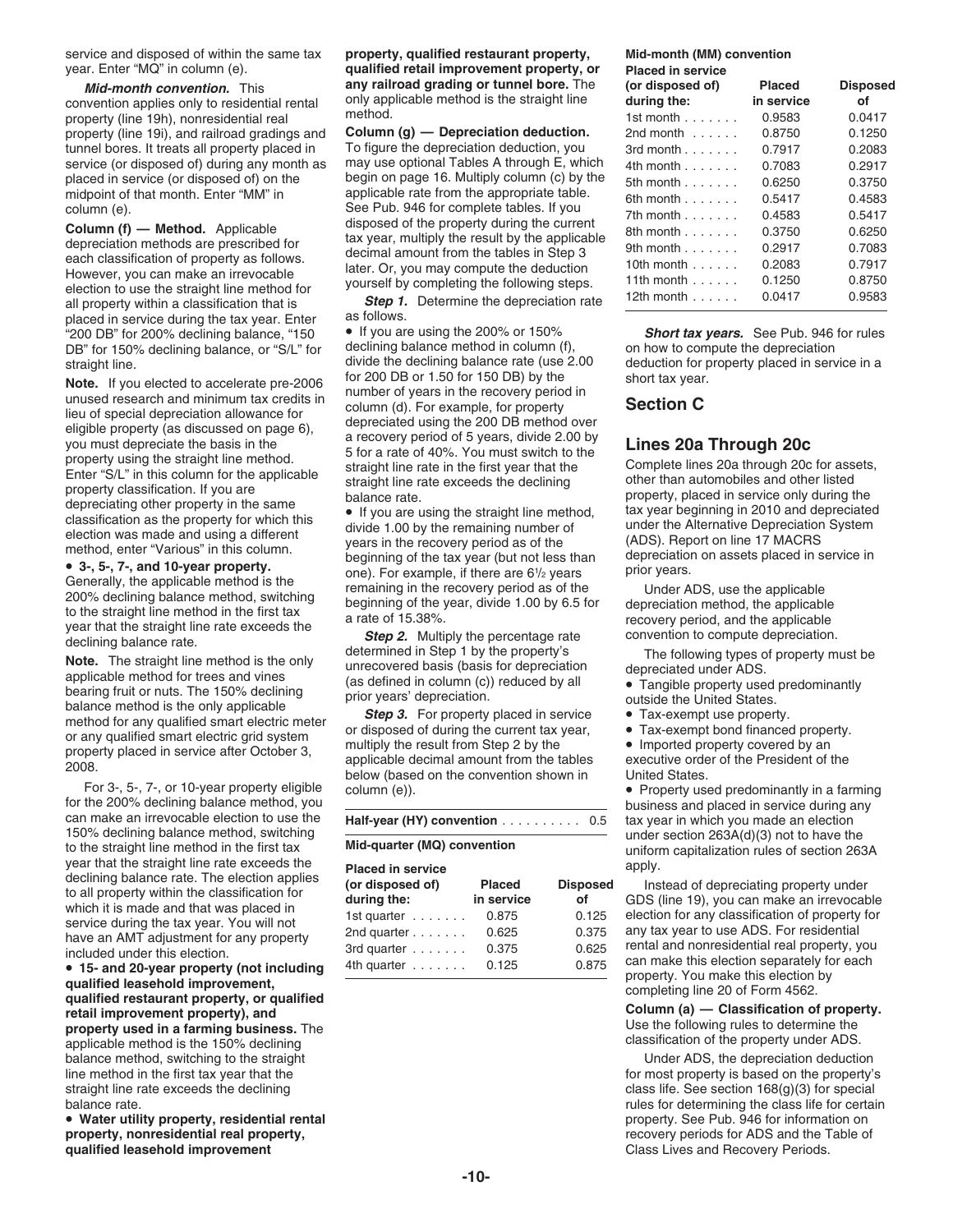service and disposed of within the same tax year. Enter "MQ" in column (e).

***Mid-month convention.*** This convention applies only to residential rental property (line 19h), nonresidential real property (line 19i), and railroad gradings and tunnel bores. It treats all property placed in service (or disposed of) during any month as placed in service (or disposed of) on the midpoint of that month. Enter "MM" in column (e).

**Column (f) — Method.** Applicable depreciation methods are prescribed for each classification of property as follows. However, you can make an irrevocable election to use the straight line method for all property within a classification that is placed in service during the tax year. Enter "200 DB" for 200% declining balance, "150 DB" for 150% declining balance, or "S/L" for straight line.

**Note.** If you elected to accelerate pre-2006 unused research and minimum tax credits in lieu of special depreciation allowance for eligible property (as discussed on page 6), you must depreciate the basis in the property using the straight line method. Enter "S/L" in this column for the applicable property classification. If you are depreciating other property in the same classification as the property for which this election was made and using a different method, enter "Various" in this column.

• **3-, 5-, 7-, and 10-year property.** Generally, the applicable method is the 200% declining balance method, switching to the straight line method in the first tax year that the straight line rate exceeds the declining balance rate.

**Note.** The straight line method is the only applicable method for trees and vines bearing fruit or nuts. The 150% declining balance method is the only applicable method for any qualified smart electric meter or any qualified smart electric grid system property placed in service after October 3, 2008.

For 3-, 5-, 7-, or 10-year property eligible for the 200% declining balance method, you can make an irrevocable election to use the 150% declining balance method, switching to the straight line method in the first tax year that the straight line rate exceeds the declining balance rate. The election applies to all property within the classification for which it is made and that was placed in service during the tax year. You will not have an AMT adjustment for any property included under this election.

• **15- and 20-year property (not including qualified leasehold improvement, qualified restaurant property, or qualified retail improvement property), and property used in a farming business.** The applicable method is the 150% declining balance method, switching to the straight line method in the first tax year that the straight line rate exceeds the declining balance rate.

• **Water utility property, residential rental property, nonresidential real property, qualified leasehold improvement property, qualified restaurant property, qualified retail improvement property, or any railroad grading or tunnel bore.** The only applicable method is the straight line method.

**Column (g) — Depreciation deduction.** To figure the depreciation deduction, you may use optional Tables A through E, which begin on page 16. Multiply column (c) by the applicable rate from the appropriate table. See Pub. 946 for complete tables. If you disposed of the property during the current tax year, multiply the result by the applicable decimal amount from the tables in Step 3 later. Or, you may compute the deduction yourself by completing the following steps.

***Step 1.*** Determine the depreciation rate as follows.

• If you are using the 200% or 150% declining balance method in column (f), divide the declining balance rate (use 2.00 for 200 DB or 1.50 for 150 DB) by the number of years in the recovery period in column (d). For example, for property depreciated using the 200 DB method over a recovery period of 5 years, divide 2.00 by 5 for a rate of 40%. You must switch to the straight line rate in the first year that the straight line rate exceeds the declining balance rate.

• If you are using the straight line method, divide 1.00 by the remaining number of years in the recovery period as of the beginning of the tax year (but not less than one). For example, if there are 6½ years remaining in the recovery period as of the beginning of the year, divide 1.00 by 6.5 for a rate of 15.38%.

***Step 2.*** Multiply the percentage rate determined in Step 1 by the property's unrecovered basis (basis for depreciation (as defined in column (c)) reduced by all prior years' depreciation.

***Step 3.*** For property placed in service or disposed of during the current tax year, multiply the result from Step 2 by the applicable decimal amount from the tables below (based on the convention shown in column (e)).

**Half-year (HY) convention** . . . . . . . . . . 0.5

**Mid-quarter (MQ) convention**

| Placed in service (or disposed of) during the: | Placed in service | Disposed of |
|---|---|---|
| 1st quarter | 0.875 | 0.125 |
| 2nd quarter | 0.625 | 0.375 |
| 3rd quarter | 0.375 | 0.625 |
| 4th quarter | 0.125 | 0.875 |

**Mid-month (MM) convention**

| Placed in service (or disposed of) during the: | Placed in service | Disposed of |
|---|---|---|
| 1st month | 0.9583 | 0.0417 |
| 2nd month | 0.8750 | 0.1250 |
| 3rd month | 0.7917 | 0.2083 |
| 4th month | 0.7083 | 0.2917 |
| 5th month | 0.6250 | 0.3750 |
| 6th month | 0.5417 | 0.4583 |
| 7th month | 0.4583 | 0.5417 |
| 8th month | 0.3750 | 0.6250 |
| 9th month | 0.2917 | 0.7083 |
| 10th month | 0.2083 | 0.7917 |
| 11th month | 0.1250 | 0.8750 |
| 12th month | 0.0417 | 0.9583 |

***Short tax years.*** See Pub. 946 for rules on how to compute the depreciation deduction for property placed in service in a short tax year.

## Section C

### Lines 20a Through 20c

Complete lines 20a through 20c for assets, other than automobiles and other listed property, placed in service only during the tax year beginning in 2010 and depreciated under the Alternative Depreciation System (ADS). Report on line 17 MACRS depreciation on assets placed in service in prior years.

Under ADS, use the applicable depreciation method, the applicable recovery period, and the applicable convention to compute depreciation.

The following types of property must be depreciated under ADS.

• Tangible property used predominantly outside the United States.
• Tax-exempt use property.
• Tax-exempt bond financed property.
• Imported property covered by an executive order of the President of the United States.
• Property used predominantly in a farming business and placed in service during any tax year in which you made an election under section 263A(d)(3) not to have the uniform capitalization rules of section 263A apply.

Instead of depreciating property under GDS (line 19), you can make an irrevocable election for any classification of property for any tax year to use ADS. For residential rental and nonresidential real property, you can make this election separately for each property. You make this election by completing line 20 of Form 4562.

**Column (a) — Classification of property.** Use the following rules to determine the classification of the property under ADS.

Under ADS, the depreciation deduction for most property is based on the property's class life. See section 168(g)(3) for special rules for determining the class life for certain property. See Pub. 946 for information on recovery periods for ADS and the Table of Class Lives and Recovery Periods.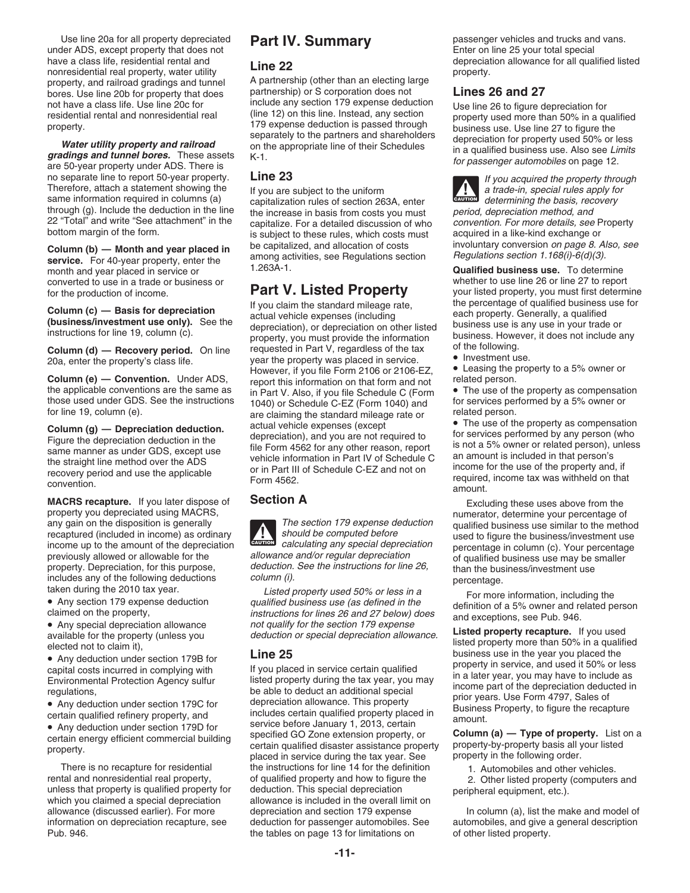Use line 20a for all property depreciated under ADS, except property that does not have a class life, residential rental and nonresidential real property, water utility property, and railroad gradings and tunnel bores. Use line 20b for property that does not have a class life. Use line 20c for residential rental and nonresidential real property.

***Water utility property and railroad gradings and tunnel bores.*** These assets are 50-year property under ADS. There is no separate line to report 50-year property. Therefore, attach a statement showing the same information required in columns (a) through (g). Include the deduction in the line 22 "Total" and write "See attachment" in the bottom margin of the form.

**Column (b) — Month and year placed in service.** For 40-year property, enter the month and year placed in service or converted to use in a trade or business or for the production of income.

**Column (c) — Basis for depreciation (business/investment use only).** See the instructions for line 19, column (c).

**Column (d) — Recovery period.** On line 20a, enter the property's class life.

**Column (e) — Convention.** Under ADS, the applicable conventions are the same as those used under GDS. See the instructions for line 19, column (e).

**Column (g) — Depreciation deduction.** Figure the depreciation deduction in the same manner as under GDS, except use the straight line method over the ADS recovery period and use the applicable convention.

**MACRS recapture.** If you later dispose of property you depreciated using MACRS, any gain on the disposition is generally recaptured (included in income) as ordinary income up to the amount of the depreciation previously allowed or allowable for the property. Depreciation, for this purpose, includes any of the following deductions taken during the 2010 tax year.

- Any section 179 expense deduction claimed on the property,
- Any special depreciation allowance available for the property (unless you elected not to claim it),
- Any deduction under section 179B for capital costs incurred in complying with Environmental Protection Agency sulfur regulations,
- Any deduction under section 179C for certain qualified refinery property, and
- Any deduction under section 179D for certain energy efficient commercial building property.

There is no recapture for residential rental and nonresidential real property, unless that property is qualified property for which you claimed a special depreciation allowance (discussed earlier). For more information on depreciation recapture, see Pub. 946.

## Part IV. Summary

### Line 22

A partnership (other than an electing large partnership) or S corporation does not include any section 179 expense deduction (line 12) on this line. Instead, any section 179 expense deduction is passed through separately to the partners and shareholders on the appropriate line of their Schedules K-1.

### Line 23

If you are subject to the uniform capitalization rules of section 263A, enter the increase in basis from costs you must capitalize. For a detailed discussion of who is subject to these rules, which costs must be capitalized, and allocation of costs among activities, see Regulations section 1.263A-1.

## Part V. Listed Property

If you claim the standard mileage rate, actual vehicle expenses (including depreciation), or depreciation on other listed property, you must provide the information requested in Part V, regardless of the tax year the property was placed in service. However, if you file Form 2106 or 2106-EZ, report this information on that form and not in Part V. Also, if you file Schedule C (Form 1040) or Schedule C-EZ (Form 1040) and are claiming the standard mileage rate or actual vehicle expenses (except depreciation), and you are not required to file Form 4562 for any other reason, report vehicle information in Part IV of Schedule C or in Part III of Schedule C-EZ and not on Form 4562.

### Section A

**CAUTION** *The section 179 expense deduction should be computed before calculating any special depreciation allowance and/or regular depreciation deduction. See the instructions for line 26, column (i).*

*Listed property used 50% or less in a qualified business use (as defined in the instructions for lines 26 and 27 below) does not qualify for the section 179 expense deduction or special depreciation allowance.*

### Line 25

If you placed in service certain qualified listed property during the tax year, you may be able to deduct an additional special depreciation allowance. This property includes certain qualified property placed in service before January 1, 2013, certain specified GO Zone extension property, or certain qualified disaster assistance property placed in service during the tax year. See the instructions for line 14 for the definition of qualified property and how to figure the deduction. This special depreciation allowance is included in the overall limit on depreciation and section 179 expense deduction for passenger automobiles. See the tables on page 13 for limitations on passenger vehicles and trucks and vans. Enter on line 25 your total special depreciation allowance for all qualified listed property.

### Lines 26 and 27

Use line 26 to figure depreciation for property used more than 50% in a qualified business use. Use line 27 to figure the depreciation for property used 50% or less in a qualified business use. Also see *Limits for passenger automobiles* on page 12.

**CAUTION** *If you acquired the property through a trade-in, special rules apply for determining the basis, recovery period, depreciation method, and convention. For more details, see* Property acquired in a like-kind exchange or involuntary conversion *on page 8. Also, see Regulations section 1.168(i)-6(d)(3).*

**Qualified business use.** To determine whether to use line 26 or line 27 to report your listed property, you must first determine the percentage of qualified business use for each property. Generally, a qualified business use is any use in your trade or business. However, it does not include any of the following.

- Investment use.
- Leasing the property to a 5% owner or related person.
- The use of the property as compensation for services performed by a 5% owner or related person.
- The use of the property as compensation for services performed by any person (who is not a 5% owner or related person), unless an amount is included in that person's income for the use of the property and, if required, income tax was withheld on that amount.

Excluding these uses above from the numerator, determine your percentage of qualified business use similar to the method used to figure the business/investment use percentage in column (c). Your percentage of qualified business use may be smaller than the business/investment use percentage.

For more information, including the definition of a 5% owner and related person and exceptions, see Pub. 946.

**Listed property recapture.** If you used listed property more than 50% in a qualified business use in the year you placed the property in service, and used it 50% or less in a later year, you may have to include as income part of the depreciation deducted in prior years. Use Form 4797, Sales of Business Property, to figure the recapture amount.

**Column (a) — Type of property.** List on a property-by-property basis all your listed property in the following order.

1. Automobiles and other vehicles.
2. Other listed property (computers and peripheral equipment, etc.).

In column (a), list the make and model of automobiles, and give a general description of other listed property.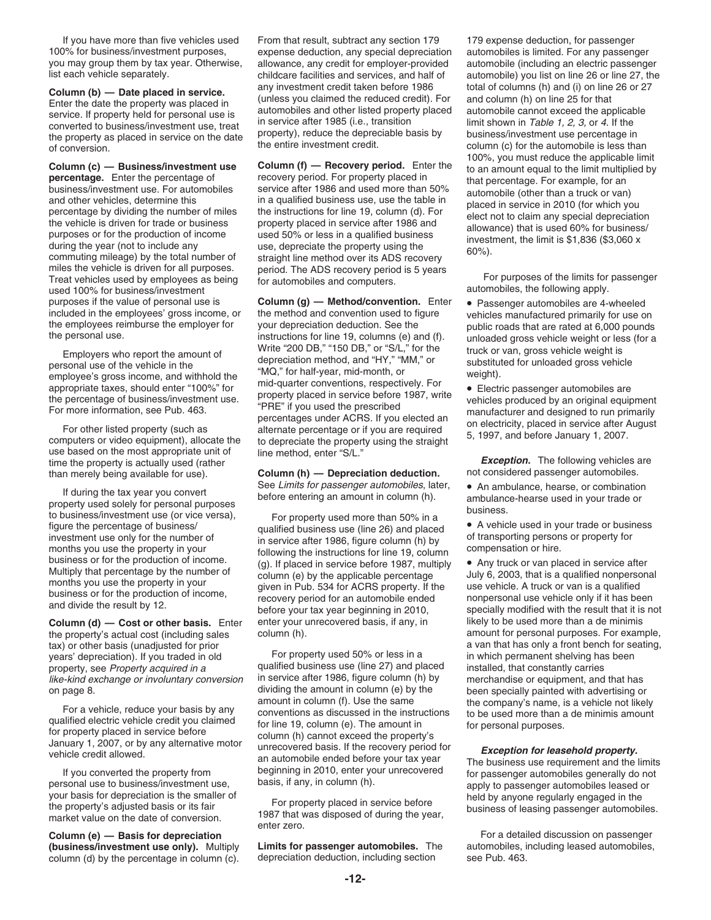If you have more than five vehicles used 100% for business/investment purposes, you may group them by tax year. Otherwise, list each vehicle separately.

**Column (b) — Date placed in service.** Enter the date the property was placed in service. If property held for personal use is converted to business/investment use, treat the property as placed in service on the date of conversion.

**Column (c) — Business/investment use percentage.** Enter the percentage of business/investment use. For automobiles and other vehicles, determine this percentage by dividing the number of miles the vehicle is driven for trade or business purposes or for the production of income during the year (not to include any commuting mileage) by the total number of miles the vehicle is driven for all purposes. Treat vehicles used by employees as being used 100% for business/investment purposes if the value of personal use is included in the employees' gross income, or the employees reimburse the employer for the personal use.

Employers who report the amount of personal use of the vehicle in the employee's gross income, and withhold the appropriate taxes, should enter "100%" for the percentage of business/investment use. For more information, see Pub. 463.

For other listed property (such as computers or video equipment), allocate the use based on the most appropriate unit of time the property is actually used (rather than merely being available for use).

If during the tax year you convert property used solely for personal purposes to business/investment use (or vice versa), figure the percentage of business/investment use only for the number of months you use the property in your business or for the production of income. Multiply that percentage by the number of months you use the property in your business or for the production of income, and divide the result by 12.

**Column (d) — Cost or other basis.** Enter the property's actual cost (including sales tax) or other basis (unadjusted for prior years' depreciation). If you traded in old property, see *Property acquired in a like-kind exchange or involuntary conversion* on page 8.

For a vehicle, reduce your basis by any qualified electric vehicle credit you claimed for property placed in service before January 1, 2007, or by any alternative motor vehicle credit allowed.

If you converted the property from personal use to business/investment use, your basis for depreciation is the smaller of the property's adjusted basis or its fair market value on the date of conversion.

**Column (e) — Basis for depreciation (business/investment use only).** Multiply column (d) by the percentage in column (c). From that result, subtract any section 179 expense deduction, any special depreciation allowance, any credit for employer-provided childcare facilities and services, and half of any investment credit taken before 1986 (unless you claimed the reduced credit). For automobiles and other listed property placed in service after 1985 (i.e., transition property), reduce the depreciable basis by the entire investment credit.

**Column (f) — Recovery period.** Enter the recovery period. For property placed in service after 1986 and used more than 50% in a qualified business use, use the table in the instructions for line 19, column (d). For property placed in service after 1986 and used 50% or less in a qualified business use, depreciate the property using the straight line method over its ADS recovery period. The ADS recovery period is 5 years for automobiles and computers.

**Column (g) — Method/convention.** Enter the method and convention used to figure your depreciation deduction. See the instructions for line 19, columns (e) and (f). Write "200 DB," "150 DB," or "S/L," for the depreciation method, and "HY," "MM," or "MQ," for half-year, mid-month, or mid-quarter conventions, respectively. For property placed in service before 1987, write "PRE" if you used the prescribed percentages under ACRS. If you elected an alternate percentage or if you are required to depreciate the property using the straight line method, enter "S/L."

**Column (h) — Depreciation deduction.** See *Limits for passenger automobiles*, later, before entering an amount in column (h).

For property used more than 50% in a qualified business use (line 26) and placed in service after 1986, figure column (h) by following the instructions for line 19, column (g). If placed in service before 1987, multiply column (e) by the applicable percentage given in Pub. 534 for ACRS property. If the recovery period for an automobile ended before your tax year beginning in 2010, enter your unrecovered basis, if any, in column (h).

For property used 50% or less in a qualified business use (line 27) and placed in service after 1986, figure column (h) by dividing the amount in column (e) by the amount in column (f). Use the same conventions as discussed in the instructions for line 19, column (e). The amount in column (h) cannot exceed the property's unrecovered basis. If the recovery period for an automobile ended before your tax year beginning in 2010, enter your unrecovered basis, if any, in column (h).

For property placed in service before 1987 that was disposed of during the year, enter zero.

**Limits for passenger automobiles.** The depreciation deduction, including section 179 expense deduction, for passenger automobiles is limited. For any passenger automobile (including an electric passenger automobile) you list on line 26 or line 27, the total of columns (h) and (i) on line 26 or 27 and column (h) on line 25 for that automobile cannot exceed the applicable limit shown in *Table 1, 2, 3,* or *4*. If the business/investment use percentage in column (c) for the automobile is less than 100%, you must reduce the applicable limit to an amount equal to the limit multiplied by that percentage. For example, for an automobile (other than a truck or van) placed in service in 2010 (for which you elect not to claim any special depreciation allowance) that is used 60% for business/investment, the limit is $1,836 ($3,060 x 60%).

For purposes of the limits for passenger automobiles, the following apply.

- Passenger automobiles are 4-wheeled vehicles manufactured primarily for use on public roads that are rated at 6,000 pounds unloaded gross vehicle weight or less (for a truck or van, gross vehicle weight is substituted for unloaded gross vehicle weight).
- Electric passenger automobiles are vehicles produced by an original equipment manufacturer and designed to run primarily on electricity, placed in service after August 5, 1997, and before January 1, 2007.

***Exception.*** The following vehicles are not considered passenger automobiles.

- An ambulance, hearse, or combination ambulance-hearse used in your trade or business.
- A vehicle used in your trade or business of transporting persons or property for compensation or hire.
- Any truck or van placed in service after July 6, 2003, that is a qualified nonpersonal use vehicle. A truck or van is a qualified nonpersonal use vehicle only if it has been specially modified with the result that it is not likely to be used more than a de minimis amount for personal purposes. For example, a van that has only a front bench for seating, in which permanent shelving has been installed, that constantly carries merchandise or equipment, and that has been specially painted with advertising or the company's name, is a vehicle not likely to be used more than a de minimis amount for personal purposes.

***Exception for leasehold property.*** The business use requirement and the limits for passenger automobiles generally do not apply to passenger automobiles leased or held by anyone regularly engaged in the business of leasing passenger automobiles.

For a detailed discussion on passenger automobiles, including leased automobiles, see Pub. 463.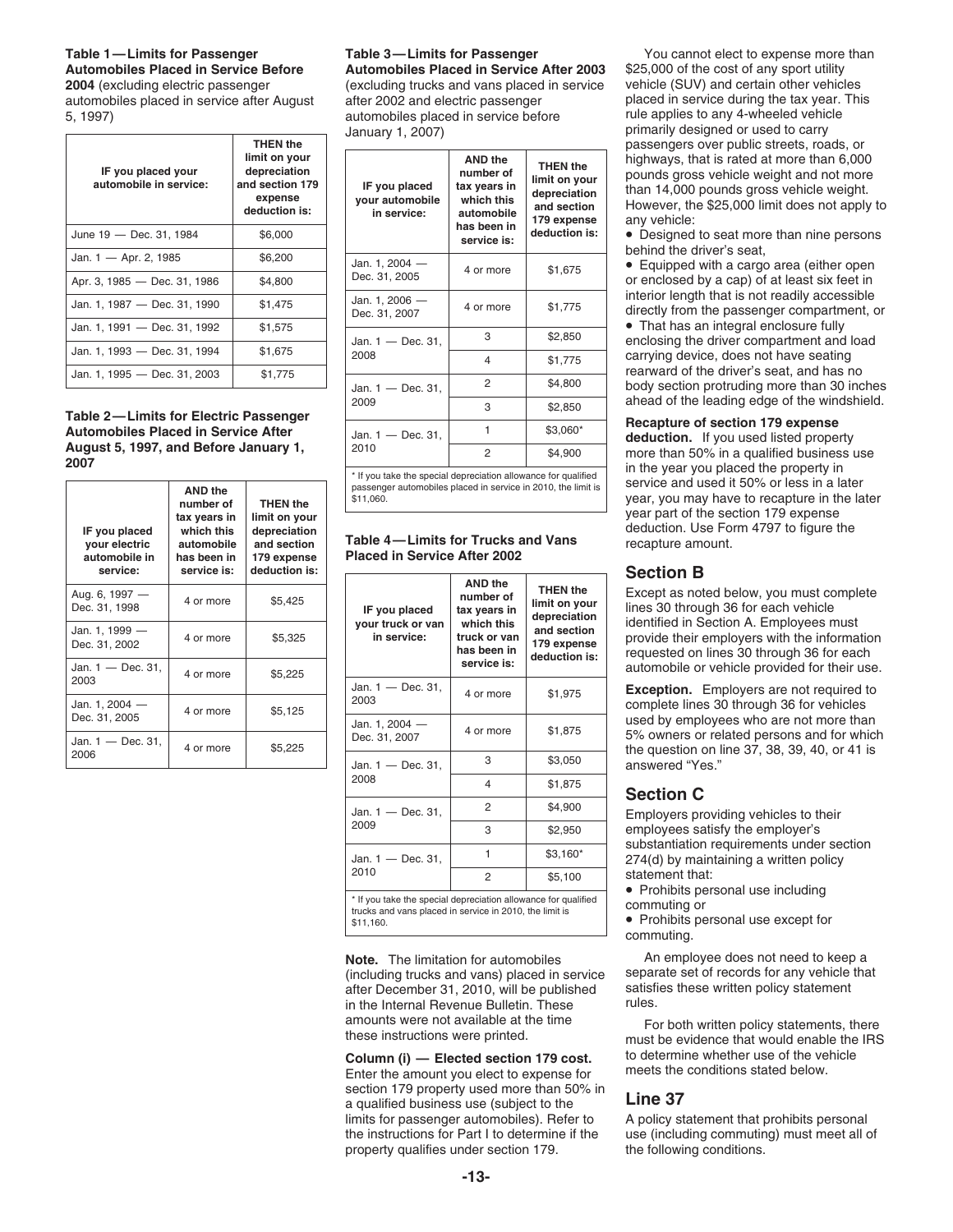**Table 1—Limits for Passenger Automobiles Placed in Service Before 2004** (excluding electric passenger automobiles placed in service after August 5, 1997)

| IF you placed your automobile in service: | THEN the limit on your depreciation and section 179 expense deduction is: |
| --- | --- |
| June 19 — Dec. 31, 1984 | $6,000 |
| Jan. 1 — Apr. 2, 1985 | $6,200 |
| Apr. 3, 1985 — Dec. 31, 1986 | $4,800 |
| Jan. 1, 1987 — Dec. 31, 1990 | $1,475 |
| Jan. 1, 1991 — Dec. 31, 1992 | $1,575 |
| Jan. 1, 1993 — Dec. 31, 1994 | $1,675 |
| Jan. 1, 1995 — Dec. 31, 2003 | $1,775 |

**Table 2—Limits for Electric Passenger Automobiles Placed in Service After August 5, 1997, and Before January 1, 2007**

| IF you placed your electric automobile in service: | AND the number of tax years in which this automobile has been in service is: | THEN the limit on your depreciation and section 179 expense deduction is: |
| --- | --- | --- |
| Aug. 6, 1997 — Dec. 31, 1998 | 4 or more | $5,425 |
| Jan. 1, 1999 — Dec. 31, 2002 | 4 or more | $5,325 |
| Jan. 1 — Dec. 31, 2003 | 4 or more | $5,225 |
| Jan. 1, 2004 — Dec. 31, 2005 | 4 or more | $5,125 |
| Jan. 1 — Dec. 31, 2006 | 4 or more | $5,225 |

**Table 3—Limits for Passenger Automobiles Placed in Service After 2003** (excluding trucks and vans placed in service after 2002 and electric passenger automobiles placed in service before January 1, 2007)

| IF you placed your automobile in service: | AND the number of tax years in which this automobile has been in service is: | THEN the limit on your depreciation and section 179 expense deduction is: |
| --- | --- | --- |
| Jan. 1, 2004 — Dec. 31, 2005 | 4 or more | $1,675 |
| Jan. 1, 2006 — Dec. 31, 2007 | 4 or more | $1,775 |
| Jan. 1 — Dec. 31, 2008 | 3 | $2,850 |
| | 4 | $1,775 |
| Jan. 1 — Dec. 31, 2009 | 2 | $4,800 |
| | 3 | $2,850 |
| Jan. 1 — Dec. 31, 2010 | 1 | $3,060* |
| | 2 | $4,900 |

* If you take the special depreciation allowance for qualified passenger automobiles placed in service in 2010, the limit is $11,060.

**Table 4—Limits for Trucks and Vans Placed in Service After 2002**

| IF you placed your truck or van in service: | AND the number of tax years in which this truck or van has been in service is: | THEN the limit on your depreciation and section 179 expense deduction is: |
| --- | --- | --- |
| Jan. 1 — Dec. 31, 2003 | 4 or more | $1,975 |
| Jan. 1, 2004 — Dec. 31, 2007 | 4 or more | $1,875 |
| Jan. 1 — Dec. 31, 2008 | 3 | $3,050 |
| | 4 | $1,875 |
| Jan. 1 — Dec. 31, 2009 | 2 | $4,900 |
| | 3 | $2,950 |
| Jan. 1 — Dec. 31, 2010 | 1 | $3,160* |
| | 2 | $5,100 |

* If you take the special depreciation allowance for qualified trucks and vans placed in service in 2010, the limit is $11,160.

**Note.** The limitation for automobiles (including trucks and vans) placed in service after December 31, 2010, will be published in the Internal Revenue Bulletin. These amounts were not available at the time these instructions were printed.

**Column (i) — Elected section 179 cost.** Enter the amount you elect to expense for section 179 property used more than 50% in a qualified business use (subject to the limits for passenger automobiles). Refer to the instructions for Part I to determine if the property qualifies under section 179.

You cannot elect to expense more than $25,000 of the cost of any sport utility vehicle (SUV) and certain other vehicles placed in service during the tax year. This rule applies to any 4-wheeled vehicle primarily designed or used to carry passengers over public streets, roads, or highways, that is rated at more than 6,000 pounds gross vehicle weight and not more than 14,000 pounds gross vehicle weight. However, the $25,000 limit does not apply to any vehicle:

- Designed to seat more than nine persons behind the driver's seat,
- Equipped with a cargo area (either open or enclosed by a cap) of at least six feet in interior length that is not readily accessible directly from the passenger compartment, or
- That has an integral enclosure fully enclosing the driver compartment and load carrying device, does not have seating rearward of the driver's seat, and has no body section protruding more than 30 inches ahead of the leading edge of the windshield.

**Recapture of section 179 expense deduction.** If you used listed property more than 50% in a qualified business use in the year you placed the property in service and used it 50% or less in a later year, you may have to recapture in the later year part of the section 179 expense deduction. Use Form 4797 to figure the recapture amount.

## Section B

Except as noted below, you must complete lines 30 through 36 for each vehicle identified in Section A. Employees must provide their employers with the information requested on lines 30 through 36 for each automobile or vehicle provided for their use.

**Exception.** Employers are not required to complete lines 30 through 36 for vehicles used by employees who are not more than 5% owners or related persons and for which the question on line 37, 38, 39, 40, or 41 is answered "Yes."

## Section C

Employers providing vehicles to their employees satisfy the employer's substantiation requirements under section 274(d) by maintaining a written policy statement that:

- Prohibits personal use including commuting or
- Prohibits personal use except for commuting.

An employee does not need to keep a separate set of records for any vehicle that satisfies these written policy statement rules.

For both written policy statements, there must be evidence that would enable the IRS to determine whether use of the vehicle meets the conditions stated below.

## Line 37

A policy statement that prohibits personal use (including commuting) must meet all of the following conditions.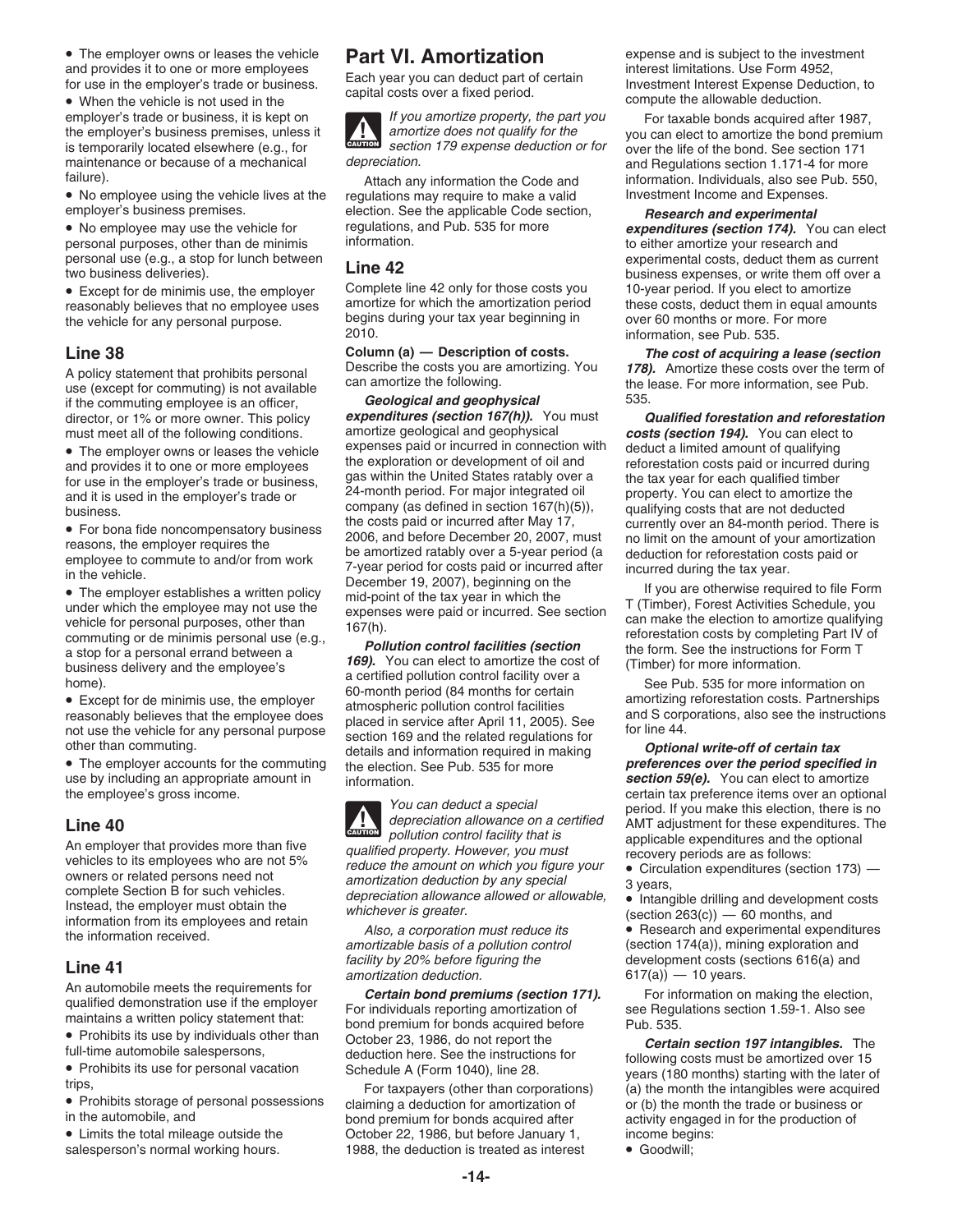- The employer owns or leases the vehicle and provides it to one or more employees for use in the employer's trade or business.
- When the vehicle is not used in the employer's trade or business, it is kept on the employer's business premises, unless it is temporarily located elsewhere (e.g., for maintenance or because of a mechanical failure).
- No employee using the vehicle lives at the employer's business premises.
- No employee may use the vehicle for personal purposes, other than de minimis personal use (e.g., a stop for lunch between two business deliveries).
- Except for de minimis use, the employer reasonably believes that no employee uses the vehicle for any personal purpose.

## Line 38

A policy statement that prohibits personal use (except for commuting) is not available if the commuting employee is an officer, director, or 1% or more owner. This policy must meet all of the following conditions.

- The employer owns or leases the vehicle and provides it to one or more employees for use in the employer's trade or business, and it is used in the employer's trade or business.
- For bona fide noncompensatory business reasons, the employer requires the employee to commute to and/or from work in the vehicle.
- The employer establishes a written policy under which the employee may not use the vehicle for personal purposes, other than commuting or de minimis personal use (e.g., a stop for a personal errand between a business delivery and the employee's home).
- Except for de minimis use, the employer reasonably believes that the employee does not use the vehicle for any personal purpose other than commuting.
- The employer accounts for the commuting use by including an appropriate amount in the employee's gross income.

## Line 40

An employer that provides more than five vehicles to its employees who are not 5% owners or related persons need not complete Section B for such vehicles. Instead, the employer must obtain the information from its employees and retain the information received.

## Line 41

An automobile meets the requirements for qualified demonstration use if the employer maintains a written policy statement that:

- Prohibits its use by individuals other than full-time automobile salespersons,
- Prohibits its use for personal vacation trips,
- Prohibits storage of personal possessions in the automobile, and
- Limits the total mileage outside the salesperson's normal working hours.

# Part VI. Amortization

Each year you can deduct part of certain capital costs over a fixed period.

**CAUTION** *If you amortize property, the part you amortize does not qualify for the section 179 expense deduction or for depreciation.*

Attach any information the Code and regulations may require to make a valid election. See the applicable Code section, regulations, and Pub. 535 for more information.

## Line 42

Complete line 42 only for those costs you amortize for which the amortization period begins during your tax year beginning in 2010.

**Column (a) — Description of costs.** Describe the costs you are amortizing. You can amortize the following.

***Geological and geophysical expenditures (section 167(h)).*** You must amortize geological and geophysical expenses paid or incurred in connection with the exploration or development of oil and gas within the United States ratably over a 24-month period. For major integrated oil company (as defined in section 167(h)(5)), the costs paid or incurred after May 17, 2006, and before December 20, 2007, must be amortized ratably over a 5-year period (a 7-year period for costs paid or incurred after December 19, 2007), beginning on the mid-point of the tax year in which the expenses were paid or incurred. See section 167(h).

***Pollution control facilities (section 169).*** You can elect to amortize the cost of a certified pollution control facility over a 60-month period (84 months for certain atmospheric pollution control facilities placed in service after April 11, 2005). See section 169 and the related regulations for details and information required in making the election. See Pub. 535 for more information.

**CAUTION** *You can deduct a special depreciation allowance on a certified pollution control facility that is qualified property. However, you must reduce the amount on which you figure your amortization deduction by any special depreciation allowance allowed or allowable, whichever is greater.*

*Also, a corporation must reduce its amortizable basis of a pollution control facility by 20% before figuring the amortization deduction.*

***Certain bond premiums (section 171).*** For individuals reporting amortization of bond premium for bonds acquired before October 23, 1986, do not report the deduction here. See the instructions for Schedule A (Form 1040), line 28.

For taxpayers (other than corporations) claiming a deduction for amortization of bond premium for bonds acquired after October 22, 1986, but before January 1, 1988, the deduction is treated as interest expense and is subject to the investment interest limitations. Use Form 4952, Investment Interest Expense Deduction, to compute the allowable deduction.

For taxable bonds acquired after 1987, you can elect to amortize the bond premium over the life of the bond. See section 171 and Regulations section 1.171-4 for more information. Individuals, also see Pub. 550, Investment Income and Expenses.

***Research and experimental expenditures (section 174).*** You can elect to either amortize your research and experimental costs, deduct them as current business expenses, or write them off over a 10-year period. If you elect to amortize these costs, deduct them in equal amounts over 60 months or more. For more information, see Pub. 535.

***The cost of acquiring a lease (section 178).*** Amortize these costs over the term of the lease. For more information, see Pub. 535.

***Qualified forestation and reforestation costs (section 194).*** You can elect to deduct a limited amount of qualifying reforestation costs paid or incurred during the tax year for each qualified timber property. You can elect to amortize the qualifying costs that are not deducted currently over an 84-month period. There is no limit on the amount of your amortization deduction for reforestation costs paid or incurred during the tax year.

If you are otherwise required to file Form T (Timber), Forest Activities Schedule, you can make the election to amortize qualifying reforestation costs by completing Part IV of the form. See the instructions for Form T (Timber) for more information.

See Pub. 535 for more information on amortizing reforestation costs. Partnerships and S corporations, also see the instructions for line 44.

***Optional write-off of certain tax preferences over the period specified in section 59(e).*** You can elect to amortize certain tax preference items over an optional period. If you make this election, there is no AMT adjustment for these expenditures. The applicable expenditures and the optional recovery periods are as follows:

- Circulation expenditures (section 173) — 3 years,
- Intangible drilling and development costs (section 263(c)) — 60 months, and
- Research and experimental expenditures (section 174(a)), mining exploration and development costs (sections 616(a) and 617(a)) — 10 years.

For information on making the election, see Regulations section 1.59-1. Also see Pub. 535.

***Certain section 197 intangibles.*** The following costs must be amortized over 15 years (180 months) starting with the later of (a) the month the intangibles were acquired or (b) the month the trade or business or activity engaged in for the production of income begins:

- Goodwill;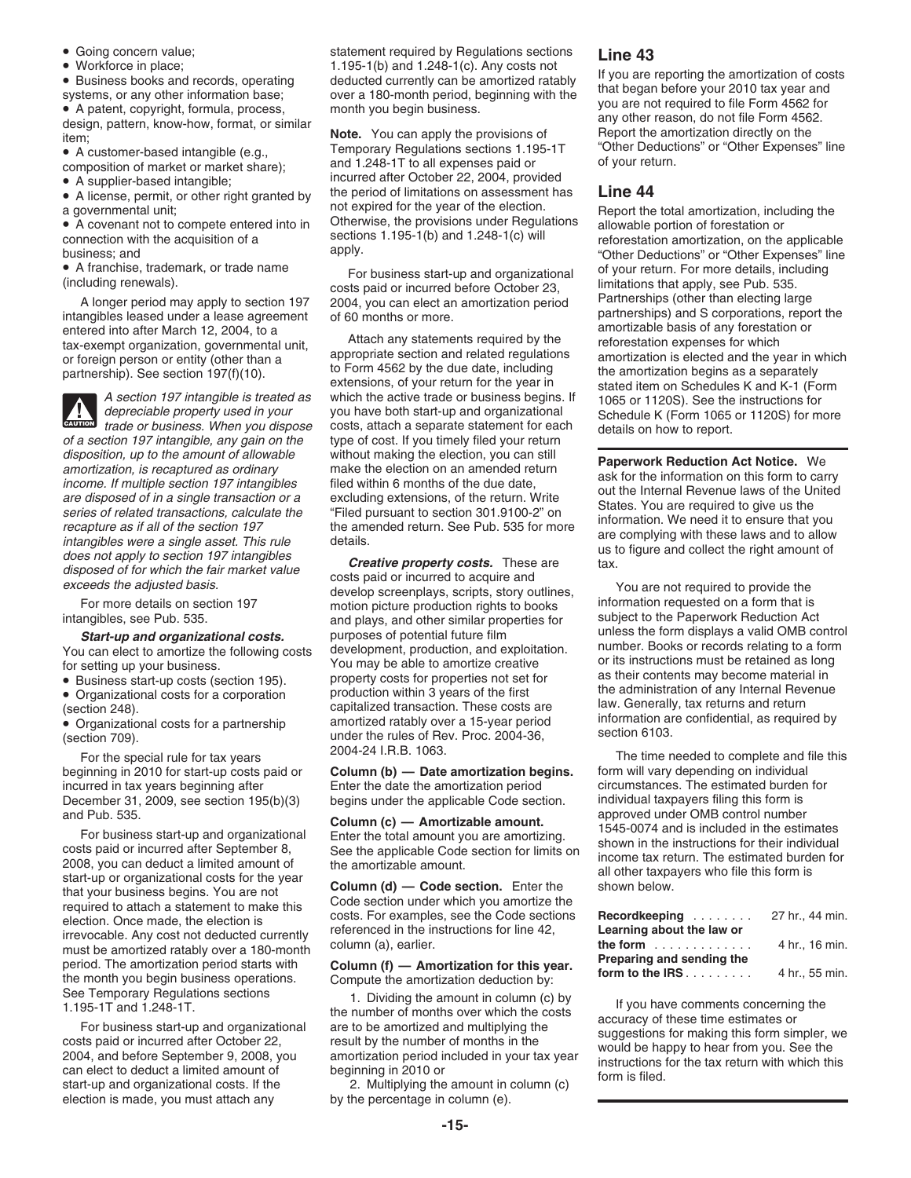- Going concern value;
- Workforce in place;
- Business books and records, operating systems, or any other information base;
- A patent, copyright, formula, process, design, pattern, know-how, format, or similar item;
- A customer-based intangible (e.g., composition of market or market share);
- A supplier-based intangible;
- A license, permit, or other right granted by a governmental unit;
- A covenant not to compete entered into in connection with the acquisition of a business; and
- A franchise, trademark, or trade name (including renewals).

A longer period may apply to section 197 intangibles leased under a lease agreement entered into after March 12, 2004, to a tax-exempt organization, governmental unit, or foreign person or entity (other than a partnership). See section 197(f)(10).

**CAUTION** *A section 197 intangible is treated as depreciable property used in your trade or business. When you dispose of a section 197 intangible, any gain on the disposition, up to the amount of allowable amortization, is recaptured as ordinary income. If multiple section 197 intangibles are disposed of in a single transaction or a series of related transactions, calculate the recapture as if all of the section 197 intangibles were a single asset. This rule does not apply to section 197 intangibles disposed of for which the fair market value exceeds the adjusted basis.*

For more details on section 197 intangibles, see Pub. 535.

***Start-up and organizational costs.*** You can elect to amortize the following costs for setting up your business.

- Business start-up costs (section 195).
- Organizational costs for a corporation (section 248).
- Organizational costs for a partnership (section 709).

For the special rule for tax years beginning in 2010 for start-up costs paid or incurred in tax years beginning after December 31, 2009, see section 195(b)(3) and Pub. 535.

For business start-up and organizational costs paid or incurred after September 8, 2008, you can deduct a limited amount of start-up or organizational costs for the year that your business begins. You are not required to attach a statement to make this election. Once made, the election is irrevocable. Any cost not deducted currently must be amortized ratably over a 180-month period. The amortization period starts with the month you begin business operations. See Temporary Regulations sections 1.195-1T and 1.248-1T.

For business start-up and organizational costs paid or incurred after October 22, 2004, and before September 9, 2008, you can elect to deduct a limited amount of start-up and organizational costs. If the election is made, you must attach any statement required by Regulations sections 1.195-1(b) and 1.248-1(c). Any costs not deducted currently can be amortized ratably over a 180-month period, beginning with the month you begin business.

**Note.** You can apply the provisions of Temporary Regulations sections 1.195-1T and 1.248-1T to all expenses paid or incurred after October 22, 2004, provided the period of limitations on assessment has not expired for the year of the election. Otherwise, the provisions under Regulations sections 1.195-1(b) and 1.248-1(c) will apply.

For business start-up and organizational costs paid or incurred before October 23, 2004, you can elect an amortization period of 60 months or more.

Attach any statements required by the appropriate section and related regulations to Form 4562 by the due date, including extensions, of your return for the year in which the active trade or business begins. If you have both start-up and organizational costs, attach a separate statement for each type of cost. If you timely filed your return without making the election, you can still make the election on an amended return filed within 6 months of the due date, excluding extensions, of the return. Write "Filed pursuant to section 301.9100-2" on the amended return. See Pub. 535 for more details.

***Creative property costs.*** These are costs paid or incurred to acquire and develop screenplays, scripts, story outlines, motion picture production rights to books and plays, and other similar properties for purposes of potential future film development, production, and exploitation. You may be able to amortize creative property costs for properties not set for production within 3 years of the first capitalized transaction. These costs are amortized ratably over a 15-year period under the rules of Rev. Proc. 2004-36, 2004-24 I.R.B. 1063.

**Column (b) — Date amortization begins.** Enter the date the amortization period begins under the applicable Code section.

**Column (c) — Amortizable amount.** Enter the total amount you are amortizing. See the applicable Code section for limits on the amortizable amount.

**Column (d) — Code section.** Enter the Code section under which you amortize the costs. For examples, see the Code sections referenced in the instructions for line 42, column (a), earlier.

**Column (f) — Amortization for this year.** Compute the amortization deduction by:

1. Dividing the amount in column (c) by the number of months over which the costs are to be amortized and multiplying the result by the number of months in the amortization period included in your tax year beginning in 2010 or
2. Multiplying the amount in column (c) by the percentage in column (e).

## Line 43

If you are reporting the amortization of costs that began before your 2010 tax year and you are not required to file Form 4562 for any other reason, do not file Form 4562. Report the amortization directly on the "Other Deductions" or "Other Expenses" line of your return.

## Line 44

Report the total amortization, including the allowable portion of forestation or reforestation amortization, on the applicable "Other Deductions" or "Other Expenses" line of your return. For more details, including limitations that apply, see Pub. 535. Partnerships (other than electing large partnerships) and S corporations, report the amortizable basis of any forestation or reforestation expenses for which amortization is elected and the year in which the amortization begins as a separately stated item on Schedules K and K-1 (Form 1065 or 1120S). See the instructions for Schedule K (Form 1065 or 1120S) for more details on how to report.

**Paperwork Reduction Act Notice.** We ask for the information on this form to carry out the Internal Revenue laws of the United States. You are required to give us the information. We need it to ensure that you are complying with these laws and to allow us to figure and collect the right amount of tax.

You are not required to provide the information requested on a form that is subject to the Paperwork Reduction Act unless the form displays a valid OMB control number. Books or records relating to a form or its instructions must be retained as long as their contents may become material in the administration of any Internal Revenue law. Generally, tax returns and return information are confidential, as required by section 6103.

The time needed to complete and file this form will vary depending on individual circumstances. The estimated burden for individual taxpayers filing this form is approved under OMB control number 1545-0074 and is included in the estimates shown in the instructions for their individual income tax return. The estimated burden for all other taxpayers who file this form is shown below.

| | |
|---|---|
| **Recordkeeping** | 27 hr., 44 min. |
| **Learning about the law or the form** | 4 hr., 16 min. |
| **Preparing and sending the form to the IRS** | 4 hr., 55 min. |

If you have comments concerning the accuracy of these time estimates or suggestions for making this form simpler, we would be happy to hear from you. See the instructions for the tax return with which this form is filed.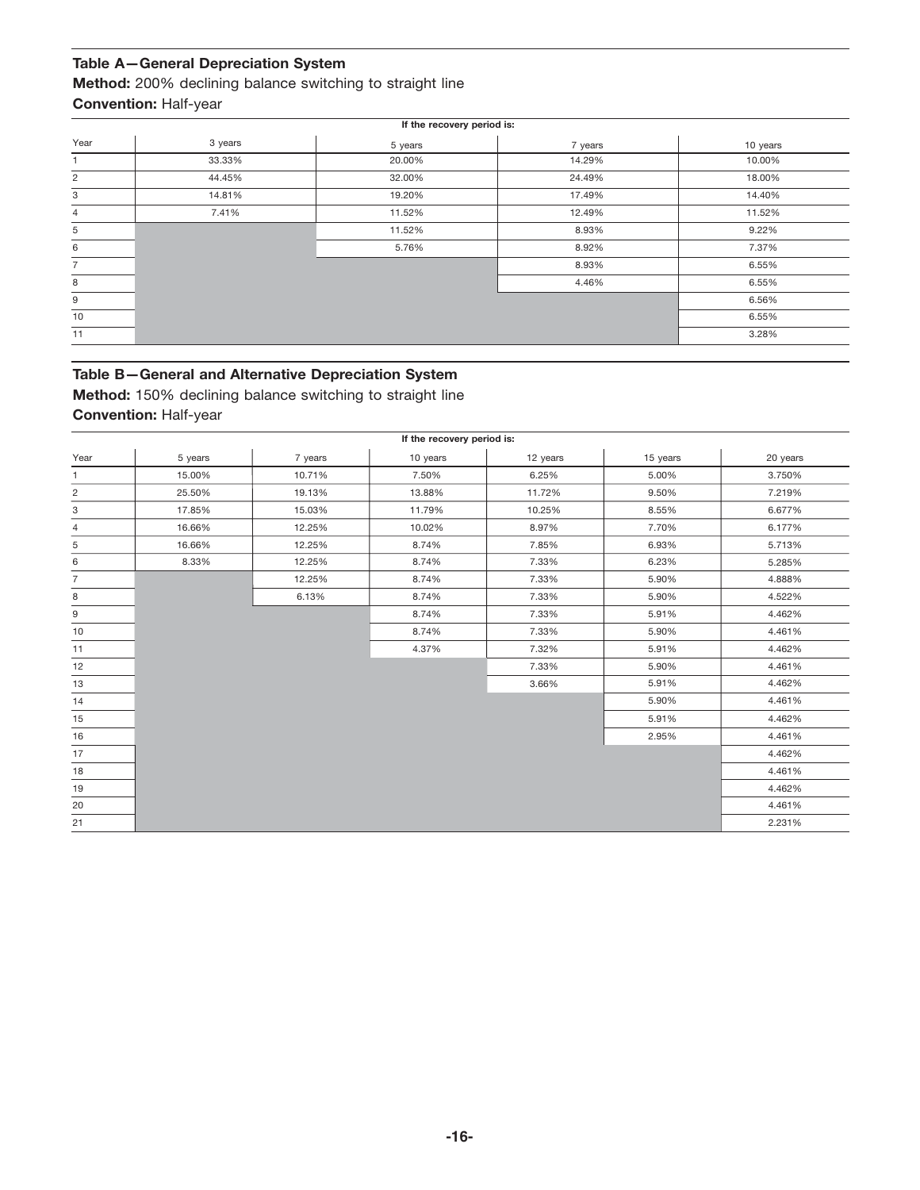### Table A—General Depreciation System

**Method:** 200% declining balance switching to straight line

**Convention:** Half-year

| | If the recovery period is: | | | |
|---|---|---|---|---|
| Year | 3 years | 5 years | 7 years | 10 years |
| 1 | 33.33% | 20.00% | 14.29% | 10.00% |
| 2 | 44.45% | 32.00% | 24.49% | 18.00% |
| 3 | 14.81% | 19.20% | 17.49% | 14.40% |
| 4 | 7.41% | 11.52% | 12.49% | 11.52% |
| 5 | | 11.52% | 8.93% | 9.22% |
| 6 | | 5.76% | 8.92% | 7.37% |
| 7 | | | 8.93% | 6.55% |
| 8 | | | 4.46% | 6.55% |
| 9 | | | | 6.56% |
| 10 | | | | 6.55% |
| 11 | | | | 3.28% |

### Table B—General and Alternative Depreciation System

**Method:** 150% declining balance switching to straight line

**Convention:** Half-year

| | If the recovery period is: | | | | | |
|---|---|---|---|---|---|---|
| Year | 5 years | 7 years | 10 years | 12 years | 15 years | 20 years |
| 1 | 15.00% | 10.71% | 7.50% | 6.25% | 5.00% | 3.750% |
| 2 | 25.50% | 19.13% | 13.88% | 11.72% | 9.50% | 7.219% |
| 3 | 17.85% | 15.03% | 11.79% | 10.25% | 8.55% | 6.677% |
| 4 | 16.66% | 12.25% | 10.02% | 8.97% | 7.70% | 6.177% |
| 5 | 16.66% | 12.25% | 8.74% | 7.85% | 6.93% | 5.713% |
| 6 | 8.33% | 12.25% | 8.74% | 7.33% | 6.23% | 5.285% |
| 7 | | 12.25% | 8.74% | 7.33% | 5.90% | 4.888% |
| 8 | | 6.13% | 8.74% | 7.33% | 5.90% | 4.522% |
| 9 | | | 8.74% | 7.33% | 5.91% | 4.462% |
| 10 | | | 8.74% | 7.33% | 5.90% | 4.461% |
| 11 | | | 4.37% | 7.32% | 5.91% | 4.462% |
| 12 | | | | 7.33% | 5.90% | 4.461% |
| 13 | | | | 3.66% | 5.91% | 4.462% |
| 14 | | | | | 5.90% | 4.461% |
| 15 | | | | | 5.91% | 4.462% |
| 16 | | | | | 2.95% | 4.461% |
| 17 | | | | | | 4.462% |
| 18 | | | | | | 4.461% |
| 19 | | | | | | 4.462% |
| 20 | | | | | | 4.461% |
| 21 | | | | | | 2.231% |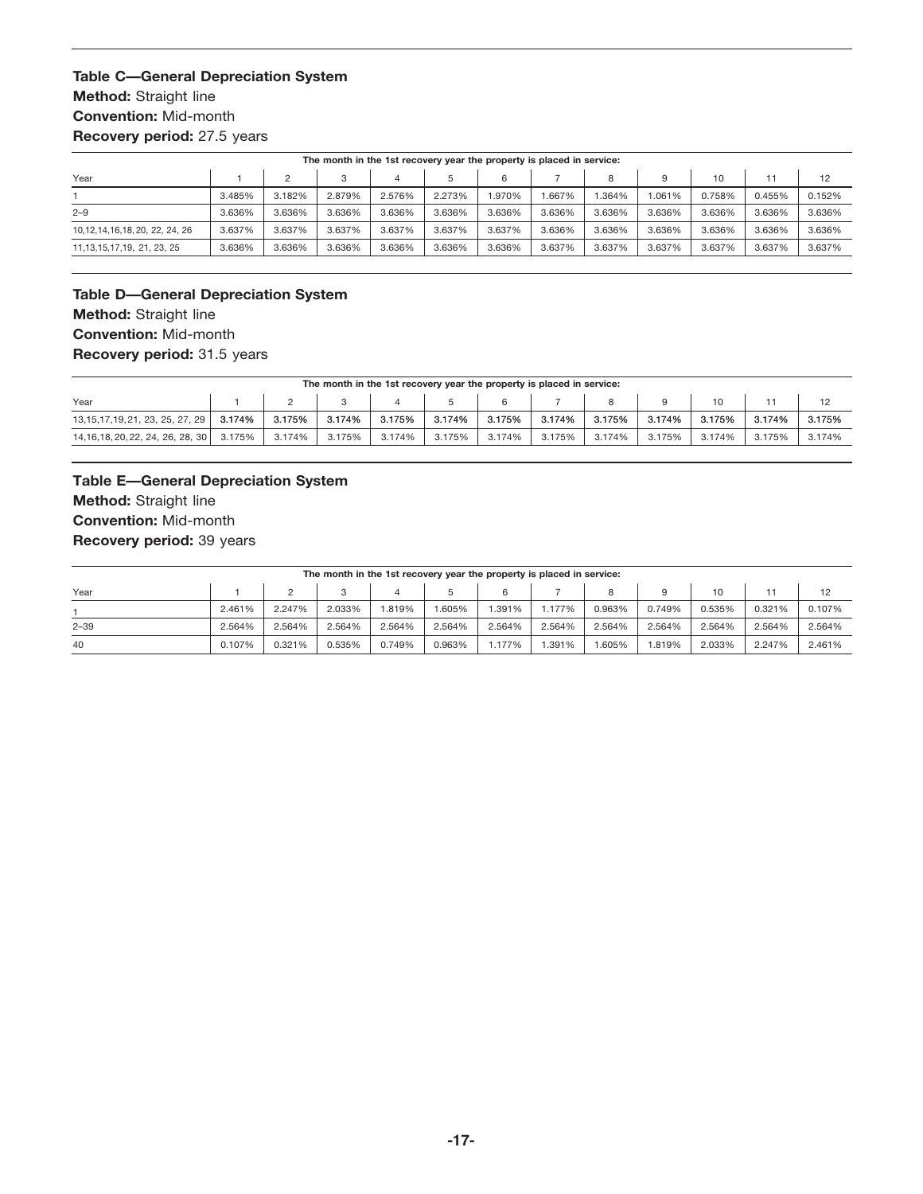**Table C—General Depreciation System**
**Method:** Straight line
**Convention:** Mid-month
**Recovery period:** 27.5 years

| | The month in the 1st recovery year the property is placed in service: | | | | | | | | | | | |
|---|---|---|---|---|---|---|---|---|---|---|---|---|
| Year | 1 | 2 | 3 | 4 | 5 | 6 | 7 | 8 | 9 | 10 | 11 | 12 |
| 1 | 3.485% | 3.182% | 2.879% | 2.576% | 2.273% | 1.970% | 1.667% | 1.364% | 1.061% | 0.758% | 0.455% | 0.152% |
| 2–9 | 3.636% | 3.636% | 3.636% | 3.636% | 3.636% | 3.636% | 3.636% | 3.636% | 3.636% | 3.636% | 3.636% | 3.636% |
| 10,12,14,16,18, 20, 22, 24, 26 | 3.637% | 3.637% | 3.637% | 3.637% | 3.637% | 3.637% | 3.636% | 3.636% | 3.636% | 3.636% | 3.636% | 3.636% |
| 11,13,15,17,19, 21, 23, 25 | 3.636% | 3.636% | 3.636% | 3.636% | 3.636% | 3.636% | 3.637% | 3.637% | 3.637% | 3.637% | 3.637% | 3.637% |

**Table D—General Depreciation System**
**Method:** Straight line
**Convention:** Mid-month
**Recovery period:** 31.5 years

| | The month in the 1st recovery year the property is placed in service: | | | | | | | | | | | |
|---|---|---|---|---|---|---|---|---|---|---|---|---|
| Year | 1 | 2 | 3 | 4 | 5 | 6 | 7 | 8 | 9 | 10 | 11 | 12 |
| 13,15,17,19, 21, 23, 25, 27, 29 | 3.174% | 3.175% | 3.174% | 3.175% | 3.174% | 3.175% | 3.174% | 3.175% | 3.174% | 3.175% | 3.174% | 3.175% |
| 14,16,18, 20, 22, 24, 26, 28, 30 | 3.175% | 3.174% | 3.175% | 3.174% | 3.175% | 3.174% | 3.175% | 3.174% | 3.175% | 3.174% | 3.175% | 3.174% |

**Table E—General Depreciation System**
**Method:** Straight line
**Convention:** Mid-month
**Recovery period:** 39 years

| | The month in the 1st recovery year the property is placed in service: | | | | | | | | | | | |
|---|---|---|---|---|---|---|---|---|---|---|---|---|
| Year | 1 | 2 | 3 | 4 | 5 | 6 | 7 | 8 | 9 | 10 | 11 | 12 |
| 1 | 2.461% | 2.247% | 2.033% | 1.819% | 1.605% | 1.391% | 1.177% | 0.963% | 0.749% | 0.535% | 0.321% | 0.107% |
| 2–39 | 2.564% | 2.564% | 2.564% | 2.564% | 2.564% | 2.564% | 2.564% | 2.564% | 2.564% | 2.564% | 2.564% | 2.564% |
| 40 | 0.107% | 0.321% | 0.535% | 0.749% | 0.963% | 1.177% | 1.391% | 1.605% | 1.819% | 2.033% | 2.247% | 2.461% |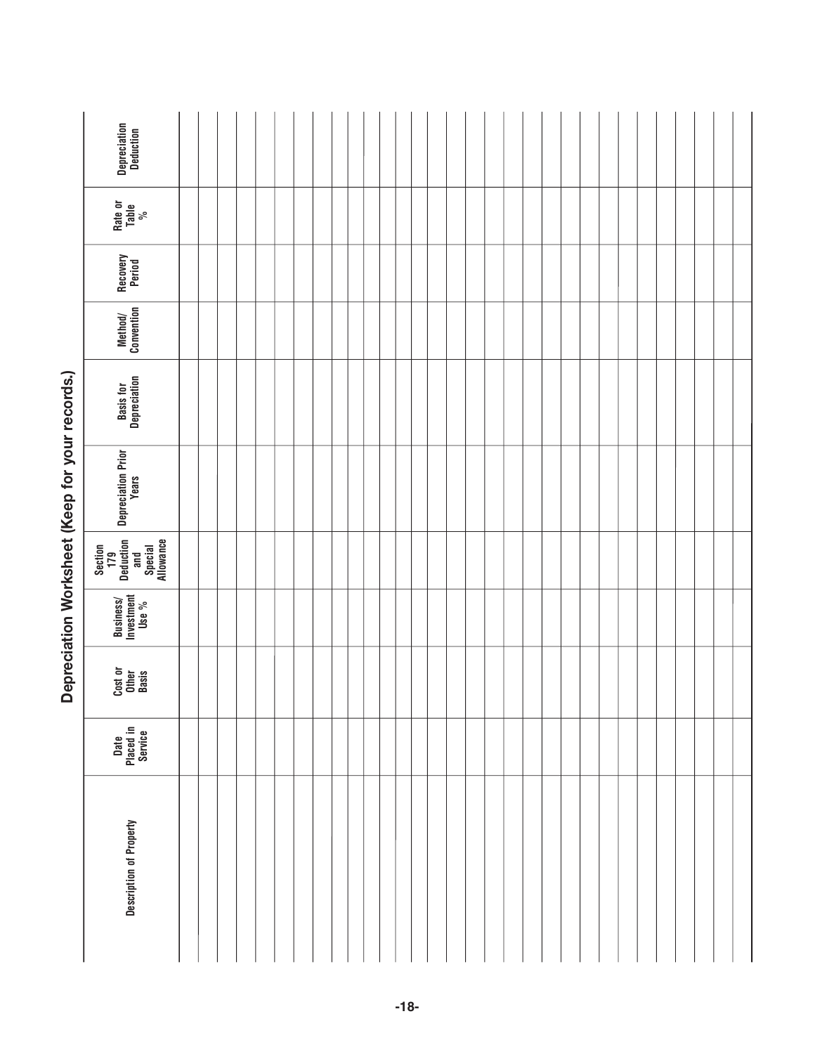## Depreciation Worksheet (Keep for your records.)

| Description of Property | Date Placed in Service | Cost or Other Basis | Business/ Investment Use % | Section 179 Deduction and Special Allowance | Depreciation Prior Years | Basis for Depreciation | Method/ Convention | Recovery Period | Rate or Table % | Depreciation Deduction |
|---|---|---|---|---|---|---|---|---|---|---|
| | | | | | | | | | | |
| | | | | | | | | | | |
| | | | | | | | | | | |
| | | | | | | | | | | |
| | | | | | | | | | | |
| | | | | | | | | | | |
| | | | | | | | | | | |
| | | | | | | | | | | |
| | | | | | | | | | | |
| | | | | | | | | | | |
| | | | | | | | | | | |
| | | | | | | | | | | |
| | | | | | | | | | | |
| | | | | | | | | | | |
| | | | | | | | | | | |
| | | | | | | | | | | |
| | | | | | | | | | | |
| | | | | | | | | | | |
| | | | | | | | | | | |
| | | | | | | | | | | |
| | | | | | | | | | | |
| | | | | | | | | | | |
| | | | | | | | | | | |
| | | | | | | | | | | |
| | | | | | | | | | | |
| | | | | | | | | | | |
| | | | | | | | | | | |
| | | | | | | | | | | |
| | | | | | | | | | | |
| | | | | | | | | | | |
| | | | | | | | | | | |
| | | | | | | | | | | |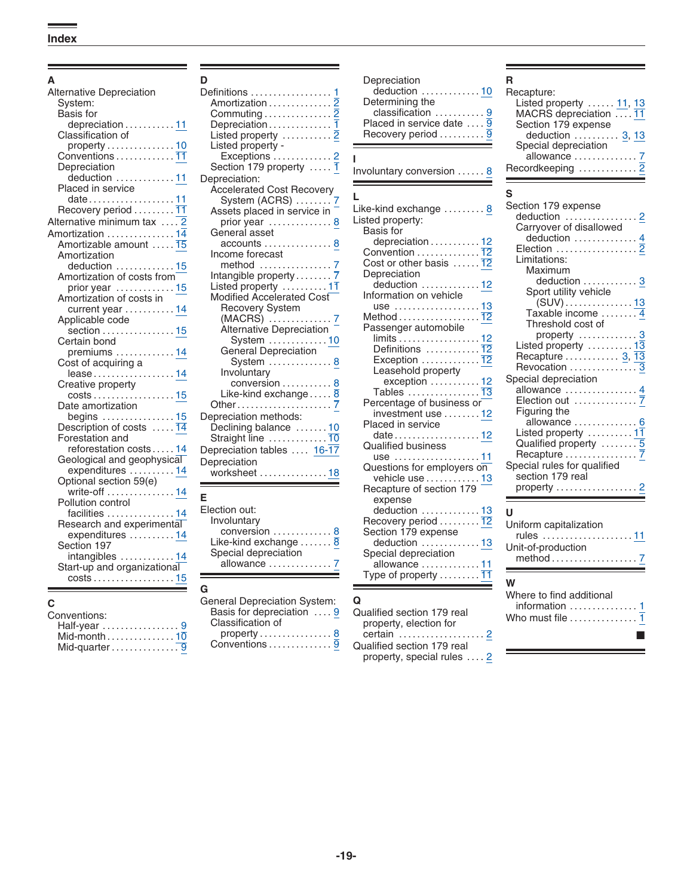## Index

**A**

Alternative Depreciation System:
- Basis for depreciation ........... 11
- Classification of property ............... 10
- Conventions ............. 11
- Depreciation deduction ............. 11
- Placed in service date .................. 11
- Recovery period ......... 11

Alternative minimum tax .... 2

Amortization ............... 14
- Amortizable amount ..... 15
- Amortization deduction ............. 15
- Amortization of costs from prior year ............. 15
- Amortization of costs in current year ........... 14
- Applicable code section ................ 15
- Certain bond premiums ............. 14
- Cost of acquiring a lease .................. 14
- Creative property costs .................. 15
- Date amortization begins ............... 15
- Description of costs ..... 14
- Forestation and reforestation costs ..... 14
- Geological and geophysical expenditures .......... 14
- Optional section 59(e) write-off ............... 14
- Pollution control facilities ............... 14
- Research and experimental expenditures .......... 14
- Section 197 intangibles ............ 14
- Start-up and organizational costs .................. 15

**C**

Conventions:
- Half-year ................. 9
- Mid-month ............... 10
- Mid-quarter ............... 9

**D**

Definitions .................. 1
- Amortization ............. 2
- Commuting ............... 2
- Depreciation ............. 1
- Listed property .......... 2
- Listed property - Exceptions ............. 2
- Section 179 property ..... 1

Depreciation:
- Accelerated Cost Recovery System (ACRS) ........ 7
- Assets placed in service in prior year .............. 8
- General asset accounts ............... 8
- Income forecast method ................ 7
- Intangible property ........ 7
- Listed property ......... 11
- Modified Accelerated Cost Recovery System (MACRS) ............. 7
  - Alternative Depreciation System ............ 10
  - General Depreciation System .............. 8
  - Involuntary conversion ........... 8
  - Like-kind exchange ..... 8
- Other ..................... 7

Depreciation methods:
- Declining balance ....... 10
- Straight line ............ 10

Depreciation tables .... 16-17

Depreciation worksheet ............... 18

**E**

Election out:
- Involuntary conversion ............. 8
- Like-kind exchange ....... 8
- Special depreciation allowance .............. 7

**G**

General Depreciation System:
- Basis for depreciation .... 9
- Classification of property ................ 8
- Conventions .............. 9
- Depreciation deduction ............. 10
- Determining the classification ........... 9
- Placed in service date .... 9
- Recovery period .......... 9

**I**

Involuntary conversion ...... 8

**L**

Like-kind exchange ......... 8

Listed property:
- Basis for depreciation ........... 12
- Convention .............. 12
- Cost or other basis ...... 12
- Depreciation deduction ............. 12
- Information on vehicle use .................. 13
- Method .................. 12
- Passenger automobile limits .................. 12
- Definitions ............ 12
- Exception ............. 12
- Leasehold property exception ........... 12
- Tables ................ 13
- Percentage of business or investment use ........ 12
- Placed in service date .................. 12
- Qualified business use .................. 11
- Questions for employers on vehicle use ............ 13
- Recapture of section 179 expense deduction ............. 13
- Recovery period ......... 12
- Section 179 expense deduction ............. 13
- Special depreciation allowance ............. 11
- Type of property ......... 11

**Q**

Qualified section 179 real property, election for certain .................. 2

Qualified section 179 real property, special rules .... 2

**R**

Recapture:
- Listed property ...... 11, 13
- MACRS depreciation .... 11
- Section 179 expense deduction .......... 3, 13
- Special depreciation allowance ............. 7

Recordkeeping ............ 2

**S**

Section 179 expense deduction ................ 2
- Carryover of disallowed deduction ............. 4
- Election .................. 2
- Limitations:
  - Maximum deduction ............ 3
  - Sport utility vehicle (SUV) ............... 13
  - Taxable income ........ 4
  - Threshold cost of property ............. 3
- Listed property .......... 13
- Recapture ............ 3, 13
- Revocation ............... 3

Special depreciation allowance ................ 4
- Election out ............. 7
- Figuring the allowance ............. 6
- Listed property .......... 11
- Qualified property ........ 5
- Recapture ............... 7

Special rules for qualified section 179 real property .................. 2

**U**

Uniform capitalization rules .................. 11

Unit-of-production method .................. 7

**W**

Where to find additional information ............... 1

Who must file ............... 1

■